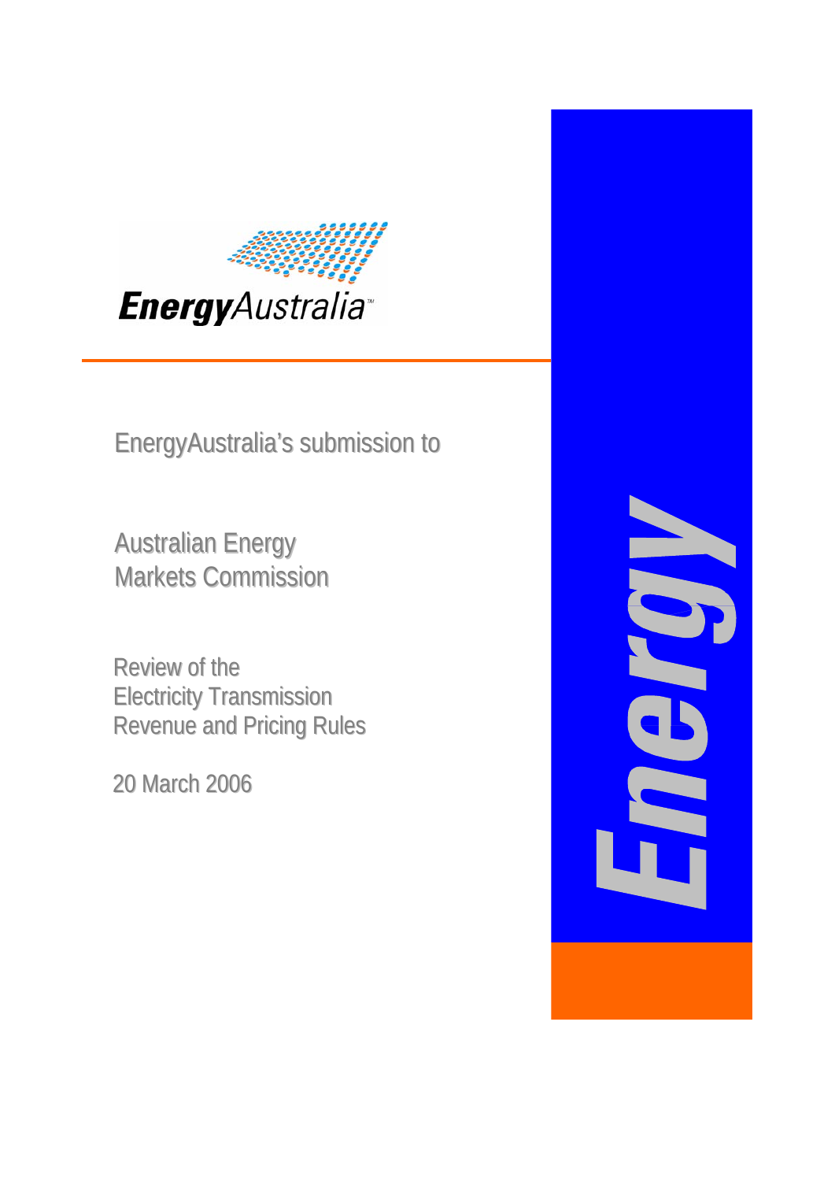EnergyAustralia

EnergyAustralia's submission to

# Australian Energy Markets Commission

## Review of the Electricity Transmission Revenue and Pricing Rules

20 March 2006

Energy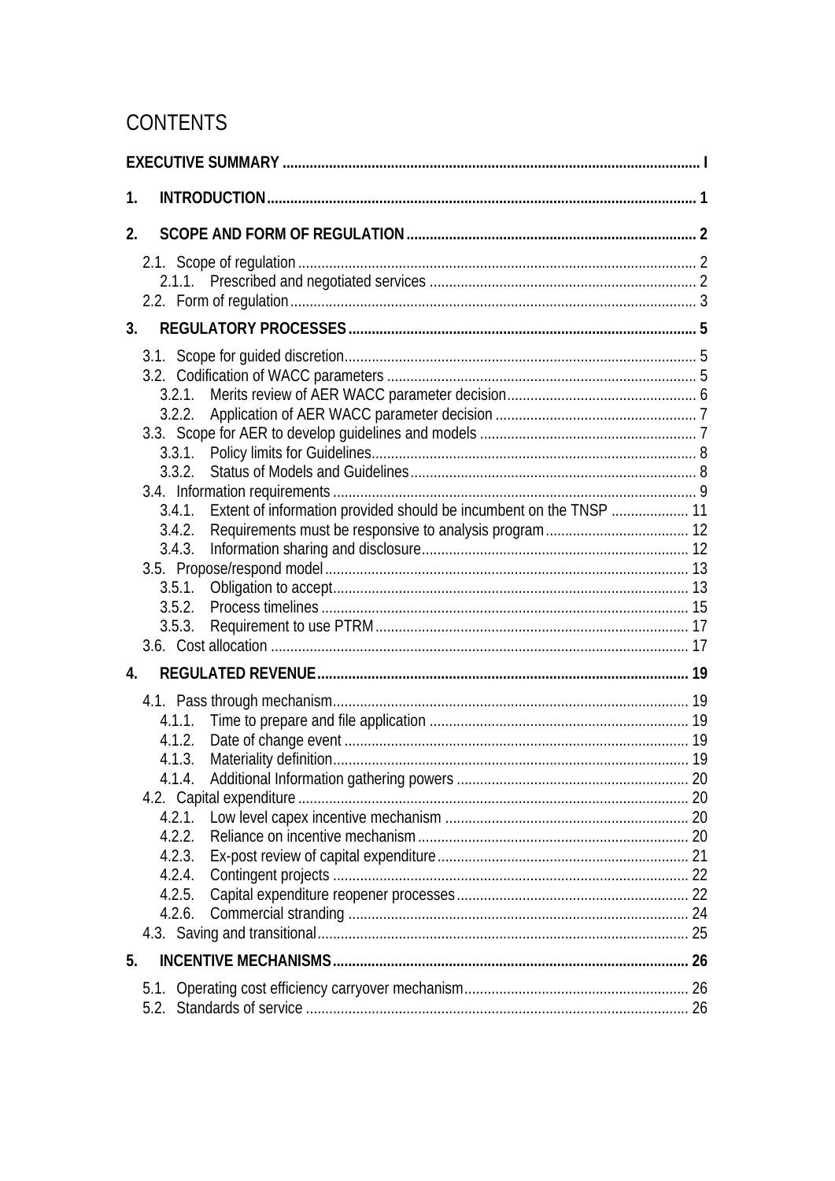# CONTENTS

**EXECUTIVE SUMMARY** .......... I

**1. INTRODUCTION** .......... 1

**2. SCOPE AND FORM OF REGULATION** .......... 2

- 2.1. Scope of regulation .......... 2
  - 2.1.1. Prescribed and negotiated services .......... 2
- 2.2. Form of regulation .......... 3

**3. REGULATORY PROCESSES** .......... 5

- 3.1. Scope for guided discretion .......... 5
- 3.2. Codification of WACC parameters .......... 5
  - 3.2.1. Merits review of AER WACC parameter decision .......... 6
  - 3.2.2. Application of AER WACC parameter decision .......... 7
- 3.3. Scope for AER to develop guidelines and models .......... 7
  - 3.3.1. Policy limits for Guidelines .......... 8
  - 3.3.2. Status of Models and Guidelines .......... 8
- 3.4. Information requirements .......... 9
  - 3.4.1. Extent of information provided should be incumbent on the TNSP .......... 11
  - 3.4.2. Requirements must be responsive to analysis program .......... 12
  - 3.4.3. Information sharing and disclosure .......... 12
- 3.5. Propose/respond model .......... 13
  - 3.5.1. Obligation to accept .......... 13
  - 3.5.2. Process timelines .......... 15
  - 3.5.3. Requirement to use PTRM .......... 17
- 3.6. Cost allocation .......... 17

**4. REGULATED REVENUE** .......... 19

- 4.1. Pass through mechanism .......... 19
  - 4.1.1. Time to prepare and file application .......... 19
  - 4.1.2. Date of change event .......... 19
  - 4.1.3. Materiality definition .......... 19
  - 4.1.4. Additional Information gathering powers .......... 20
- 4.2. Capital expenditure .......... 20
  - 4.2.1. Low level capex incentive mechanism .......... 20
  - 4.2.2. Reliance on incentive mechanism .......... 20
  - 4.2.3. Ex-post review of capital expenditure .......... 21
  - 4.2.4. Contingent projects .......... 22
  - 4.2.5. Capital expenditure reopener processes .......... 22
  - 4.2.6. Commercial stranding .......... 24
- 4.3. Saving and transitional .......... 25

**5. INCENTIVE MECHANISMS** .......... 26

- 5.1. Operating cost efficiency carryover mechanism .......... 26
- 5.2. Standards of service .......... 26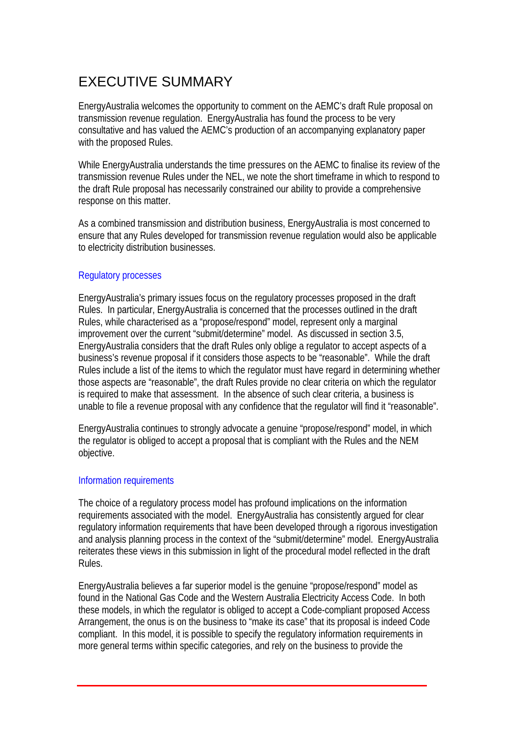# EXECUTIVE SUMMARY

EnergyAustralia welcomes the opportunity to comment on the AEMC's draft Rule proposal on transmission revenue regulation. EnergyAustralia has found the process to be very consultative and has valued the AEMC's production of an accompanying explanatory paper with the proposed Rules.

While EnergyAustralia understands the time pressures on the AEMC to finalise its review of the transmission revenue Rules under the NEL, we note the short timeframe in which to respond to the draft Rule proposal has necessarily constrained our ability to provide a comprehensive response on this matter.

As a combined transmission and distribution business, EnergyAustralia is most concerned to ensure that any Rules developed for transmission revenue regulation would also be applicable to electricity distribution businesses.

## Regulatory processes

EnergyAustralia's primary issues focus on the regulatory processes proposed in the draft Rules. In particular, EnergyAustralia is concerned that the processes outlined in the draft Rules, while characterised as a "propose/respond" model, represent only a marginal improvement over the current "submit/determine" model. As discussed in section 3.5, EnergyAustralia considers that the draft Rules only oblige a regulator to accept aspects of a business's revenue proposal if it considers those aspects to be "reasonable". While the draft Rules include a list of the items to which the regulator must have regard in determining whether those aspects are "reasonable", the draft Rules provide no clear criteria on which the regulator is required to make that assessment. In the absence of such clear criteria, a business is unable to file a revenue proposal with any confidence that the regulator will find it "reasonable".

EnergyAustralia continues to strongly advocate a genuine "propose/respond" model, in which the regulator is obliged to accept a proposal that is compliant with the Rules and the NEM objective.

## Information requirements

The choice of a regulatory process model has profound implications on the information requirements associated with the model. EnergyAustralia has consistently argued for clear regulatory information requirements that have been developed through a rigorous investigation and analysis planning process in the context of the "submit/determine" model. EnergyAustralia reiterates these views in this submission in light of the procedural model reflected in the draft Rules.

EnergyAustralia believes a far superior model is the genuine "propose/respond" model as found in the National Gas Code and the Western Australia Electricity Access Code. In both these models, in which the regulator is obliged to accept a Code-compliant proposed Access Arrangement, the onus is on the business to "make its case" that its proposal is indeed Code compliant. In this model, it is possible to specify the regulatory information requirements in more general terms within specific categories, and rely on the business to provide the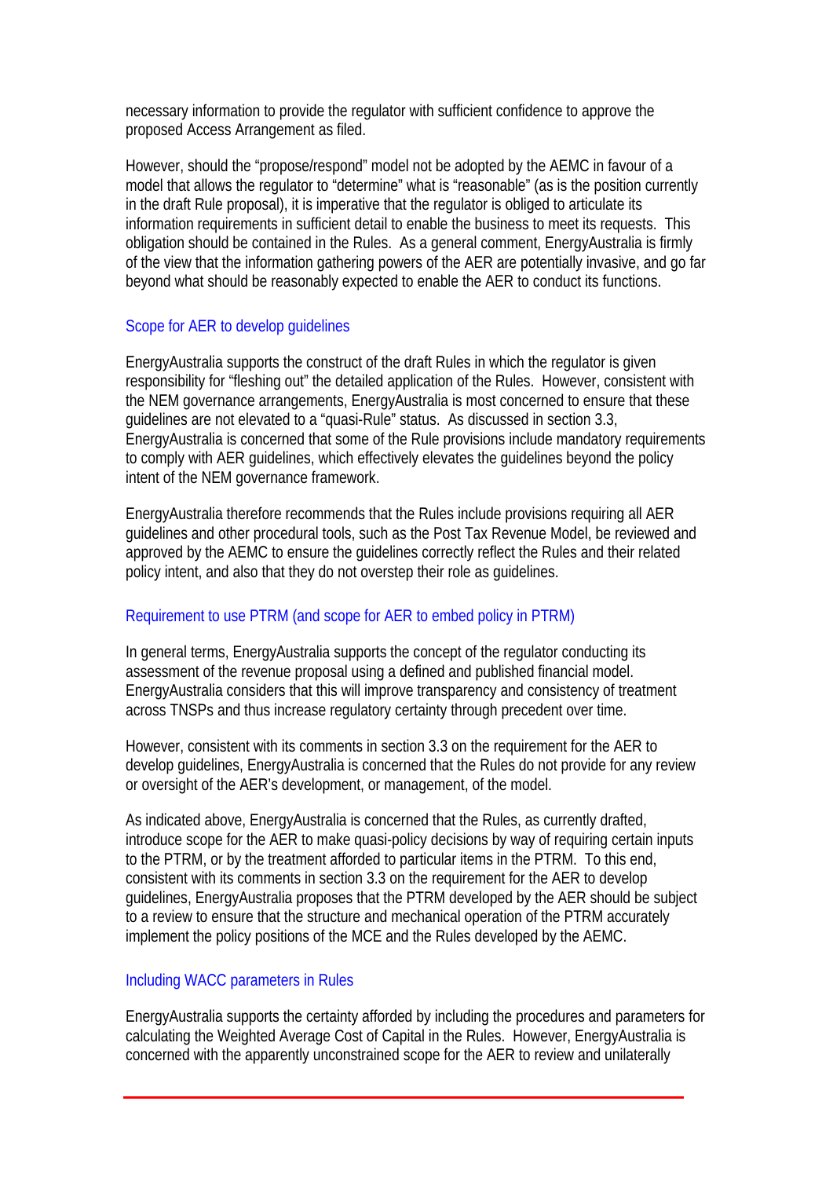necessary information to provide the regulator with sufficient confidence to approve the proposed Access Arrangement as filed.

However, should the "propose/respond" model not be adopted by the AEMC in favour of a model that allows the regulator to "determine" what is "reasonable" (as is the position currently in the draft Rule proposal), it is imperative that the regulator is obliged to articulate its information requirements in sufficient detail to enable the business to meet its requests. This obligation should be contained in the Rules. As a general comment, EnergyAustralia is firmly of the view that the information gathering powers of the AER are potentially invasive, and go far beyond what should be reasonably expected to enable the AER to conduct its functions.

### Scope for AER to develop guidelines

EnergyAustralia supports the construct of the draft Rules in which the regulator is given responsibility for "fleshing out" the detailed application of the Rules. However, consistent with the NEM governance arrangements, EnergyAustralia is most concerned to ensure that these guidelines are not elevated to a "quasi-Rule" status. As discussed in section 3.3, EnergyAustralia is concerned that some of the Rule provisions include mandatory requirements to comply with AER guidelines, which effectively elevates the guidelines beyond the policy intent of the NEM governance framework.

EnergyAustralia therefore recommends that the Rules include provisions requiring all AER guidelines and other procedural tools, such as the Post Tax Revenue Model, be reviewed and approved by the AEMC to ensure the guidelines correctly reflect the Rules and their related policy intent, and also that they do not overstep their role as guidelines.

### Requirement to use PTRM (and scope for AER to embed policy in PTRM)

In general terms, EnergyAustralia supports the concept of the regulator conducting its assessment of the revenue proposal using a defined and published financial model. EnergyAustralia considers that this will improve transparency and consistency of treatment across TNSPs and thus increase regulatory certainty through precedent over time.

However, consistent with its comments in section 3.3 on the requirement for the AER to develop guidelines, EnergyAustralia is concerned that the Rules do not provide for any review or oversight of the AER's development, or management, of the model.

As indicated above, EnergyAustralia is concerned that the Rules, as currently drafted, introduce scope for the AER to make quasi-policy decisions by way of requiring certain inputs to the PTRM, or by the treatment afforded to particular items in the PTRM. To this end, consistent with its comments in section 3.3 on the requirement for the AER to develop guidelines, EnergyAustralia proposes that the PTRM developed by the AER should be subject to a review to ensure that the structure and mechanical operation of the PTRM accurately implement the policy positions of the MCE and the Rules developed by the AEMC.

### Including WACC parameters in Rules

EnergyAustralia supports the certainty afforded by including the procedures and parameters for calculating the Weighted Average Cost of Capital in the Rules. However, EnergyAustralia is concerned with the apparently unconstrained scope for the AER to review and unilaterally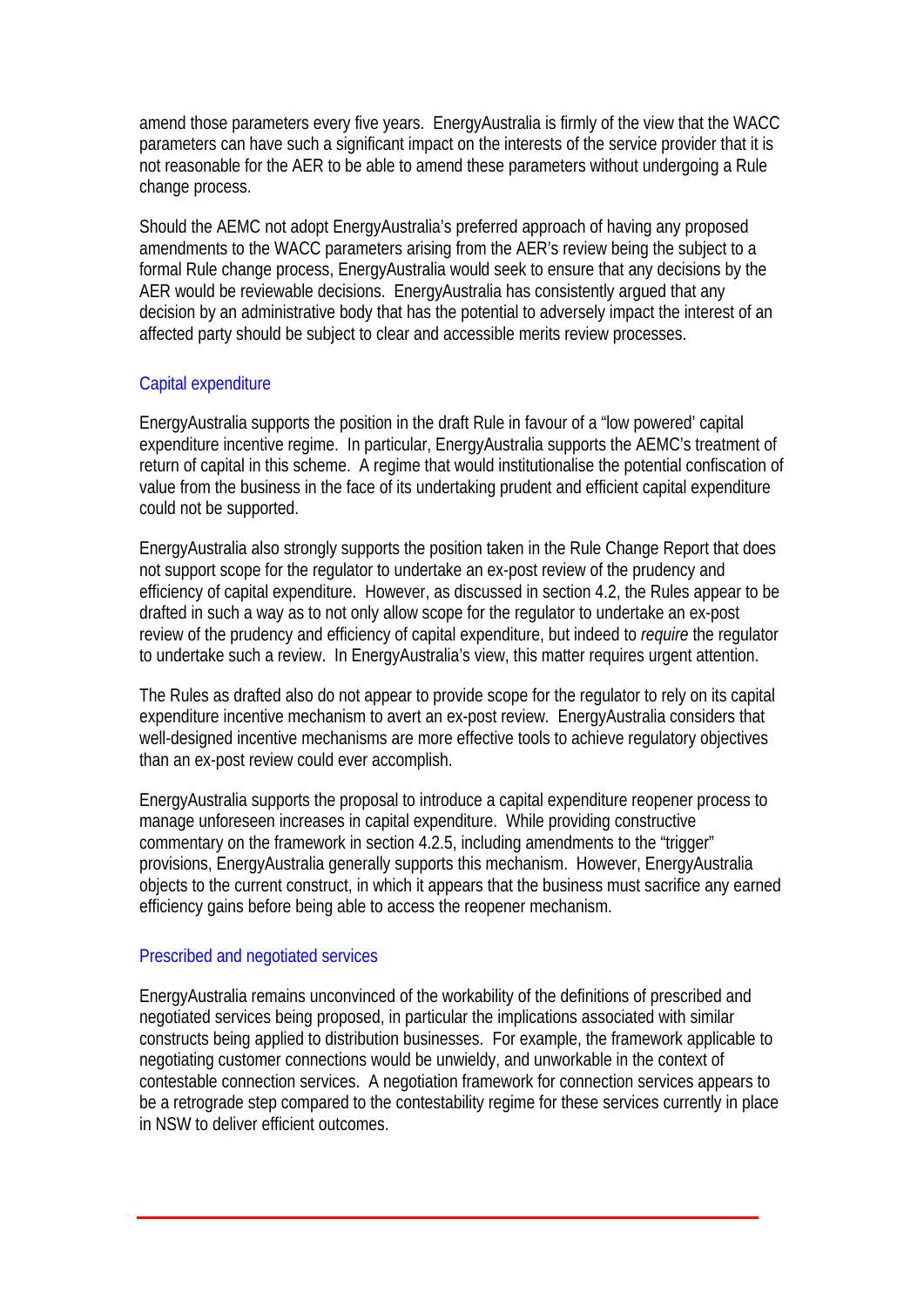amend those parameters every five years. EnergyAustralia is firmly of the view that the WACC parameters can have such a significant impact on the interests of the service provider that it is not reasonable for the AER to be able to amend these parameters without undergoing a Rule change process.

Should the AEMC not adopt EnergyAustralia's preferred approach of having any proposed amendments to the WACC parameters arising from the AER's review being the subject to a formal Rule change process, EnergyAustralia would seek to ensure that any decisions by the AER would be reviewable decisions. EnergyAustralia has consistently argued that any decision by an administrative body that has the potential to adversely impact the interest of an affected party should be subject to clear and accessible merits review processes.

## Capital expenditure

EnergyAustralia supports the position in the draft Rule in favour of a "low powered' capital expenditure incentive regime. In particular, EnergyAustralia supports the AEMC's treatment of return of capital in this scheme. A regime that would institutionalise the potential confiscation of value from the business in the face of its undertaking prudent and efficient capital expenditure could not be supported.

EnergyAustralia also strongly supports the position taken in the Rule Change Report that does not support scope for the regulator to undertake an ex-post review of the prudency and efficiency of capital expenditure. However, as discussed in section 4.2, the Rules appear to be drafted in such a way as to not only allow scope for the regulator to undertake an ex-post review of the prudency and efficiency of capital expenditure, but indeed to *require* the regulator to undertake such a review. In EnergyAustralia's view, this matter requires urgent attention.

The Rules as drafted also do not appear to provide scope for the regulator to rely on its capital expenditure incentive mechanism to avert an ex-post review. EnergyAustralia considers that well-designed incentive mechanisms are more effective tools to achieve regulatory objectives than an ex-post review could ever accomplish.

EnergyAustralia supports the proposal to introduce a capital expenditure reopener process to manage unforeseen increases in capital expenditure. While providing constructive commentary on the framework in section 4.2.5, including amendments to the "trigger" provisions, EnergyAustralia generally supports this mechanism. However, EnergyAustralia objects to the current construct, in which it appears that the business must sacrifice any earned efficiency gains before being able to access the reopener mechanism.

## Prescribed and negotiated services

EnergyAustralia remains unconvinced of the workability of the definitions of prescribed and negotiated services being proposed, in particular the implications associated with similar constructs being applied to distribution businesses. For example, the framework applicable to negotiating customer connections would be unwieldy, and unworkable in the context of contestable connection services. A negotiation framework for connection services appears to be a retrograde step compared to the contestability regime for these services currently in place in NSW to deliver efficient outcomes.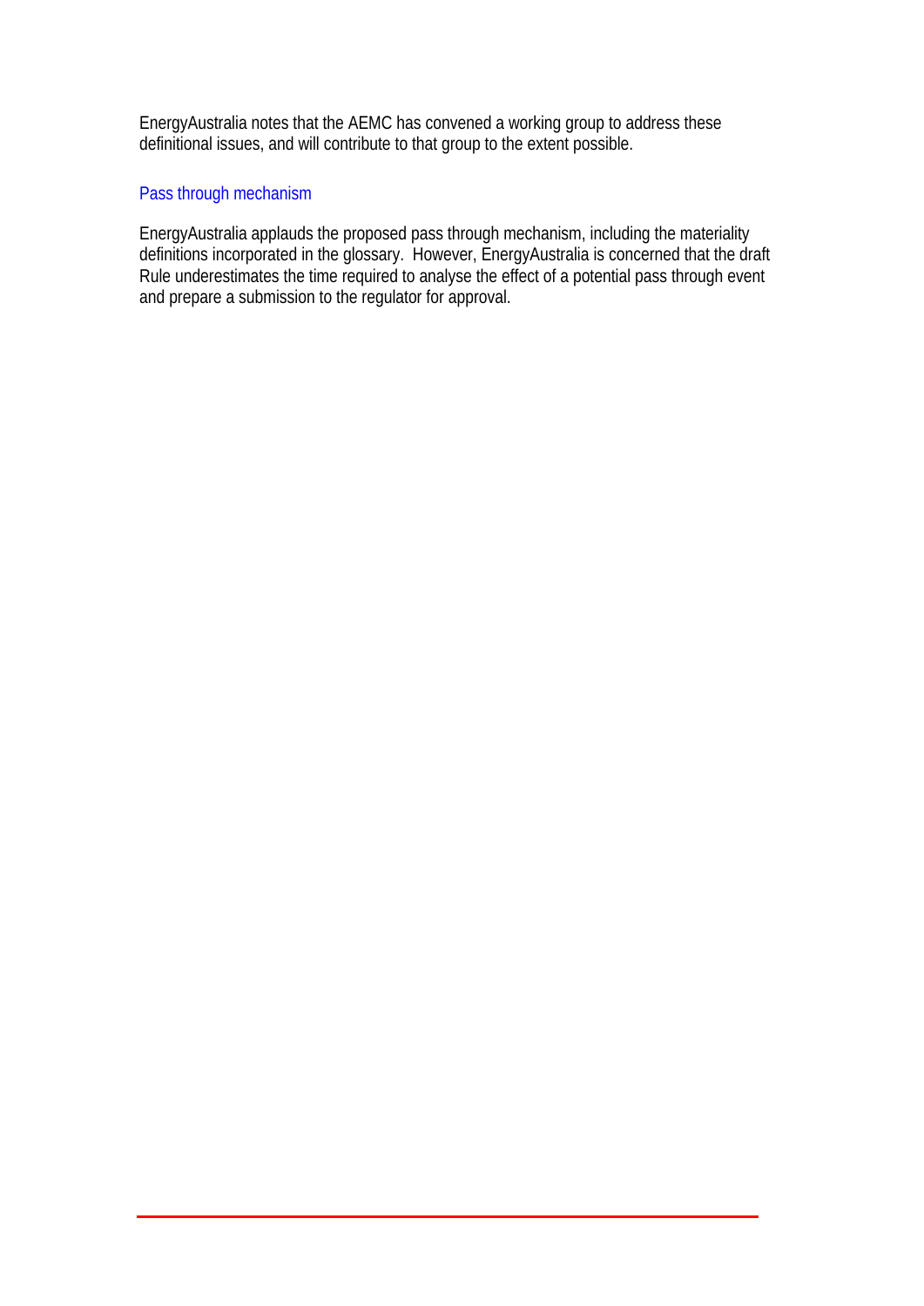EnergyAustralia notes that the AEMC has convened a working group to address these definitional issues, and will contribute to that group to the extent possible.

### Pass through mechanism

EnergyAustralia applauds the proposed pass through mechanism, including the materiality definitions incorporated in the glossary. However, EnergyAustralia is concerned that the draft Rule underestimates the time required to analyse the effect of a potential pass through event and prepare a submission to the regulator for approval.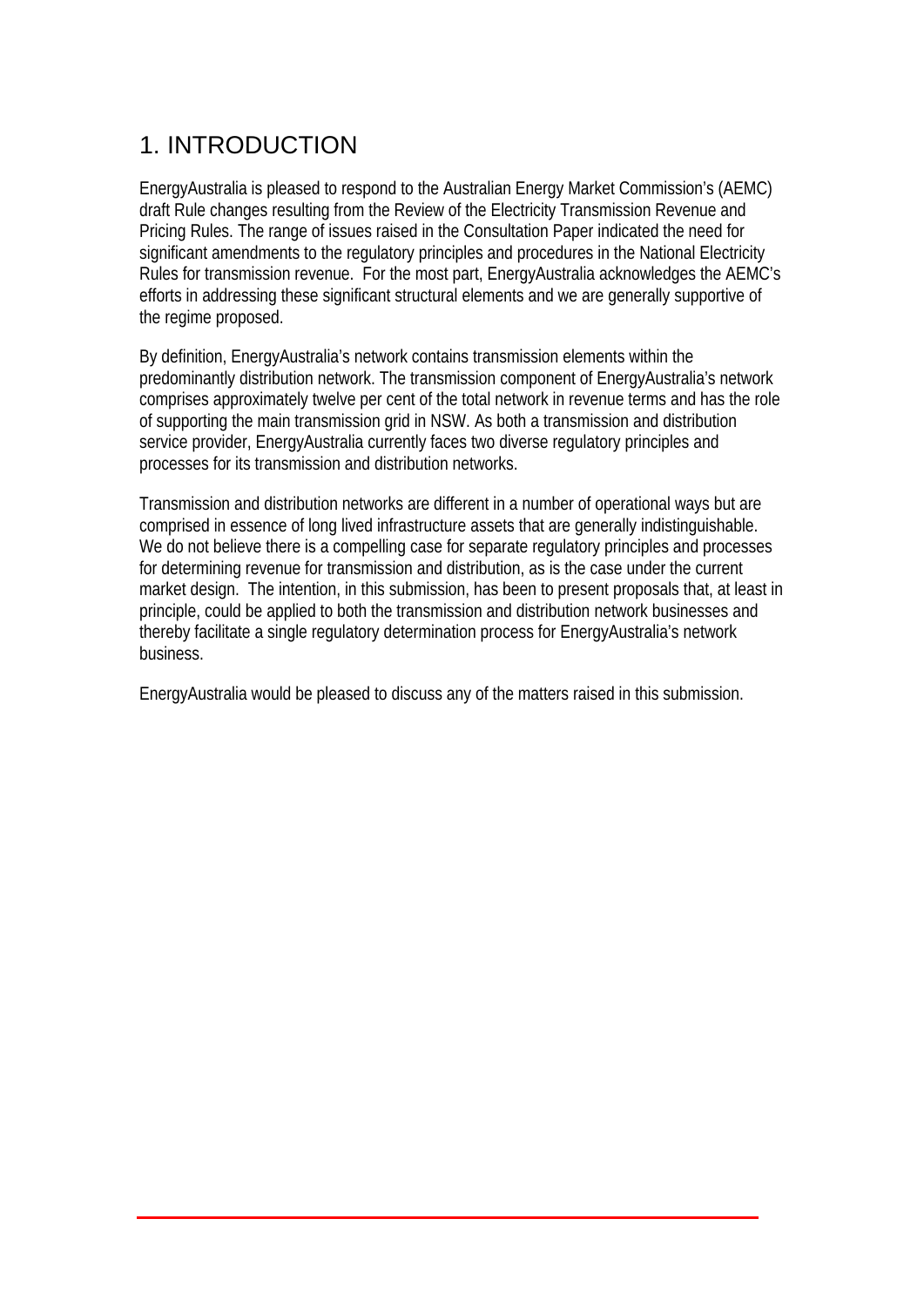# 1. INTRODUCTION

EnergyAustralia is pleased to respond to the Australian Energy Market Commission's (AEMC) draft Rule changes resulting from the Review of the Electricity Transmission Revenue and Pricing Rules. The range of issues raised in the Consultation Paper indicated the need for significant amendments to the regulatory principles and procedures in the National Electricity Rules for transmission revenue. For the most part, EnergyAustralia acknowledges the AEMC's efforts in addressing these significant structural elements and we are generally supportive of the regime proposed.

By definition, EnergyAustralia's network contains transmission elements within the predominantly distribution network. The transmission component of EnergyAustralia's network comprises approximately twelve per cent of the total network in revenue terms and has the role of supporting the main transmission grid in NSW. As both a transmission and distribution service provider, EnergyAustralia currently faces two diverse regulatory principles and processes for its transmission and distribution networks.

Transmission and distribution networks are different in a number of operational ways but are comprised in essence of long lived infrastructure assets that are generally indistinguishable. We do not believe there is a compelling case for separate regulatory principles and processes for determining revenue for transmission and distribution, as is the case under the current market design. The intention, in this submission, has been to present proposals that, at least in principle, could be applied to both the transmission and distribution network businesses and thereby facilitate a single regulatory determination process for EnergyAustralia's network business.

EnergyAustralia would be pleased to discuss any of the matters raised in this submission.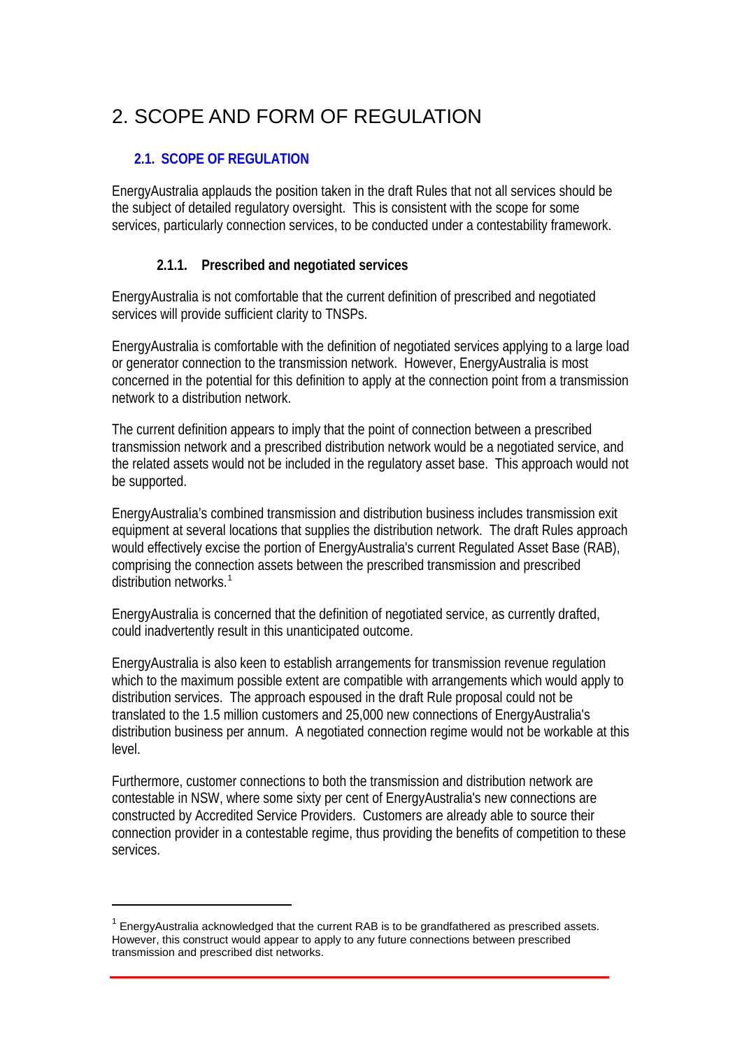# 2. SCOPE AND FORM OF REGULATION

## 2.1. SCOPE OF REGULATION

EnergyAustralia applauds the position taken in the draft Rules that not all services should be the subject of detailed regulatory oversight. This is consistent with the scope for some services, particularly connection services, to be conducted under a contestability framework.

### 2.1.1. Prescribed and negotiated services

EnergyAustralia is not comfortable that the current definition of prescribed and negotiated services will provide sufficient clarity to TNSPs.

EnergyAustralia is comfortable with the definition of negotiated services applying to a large load or generator connection to the transmission network. However, EnergyAustralia is most concerned in the potential for this definition to apply at the connection point from a transmission network to a distribution network.

The current definition appears to imply that the point of connection between a prescribed transmission network and a prescribed distribution network would be a negotiated service, and the related assets would not be included in the regulatory asset base. This approach would not be supported.

EnergyAustralia's combined transmission and distribution business includes transmission exit equipment at several locations that supplies the distribution network. The draft Rules approach would effectively excise the portion of EnergyAustralia's current Regulated Asset Base (RAB), comprising the connection assets between the prescribed transmission and prescribed distribution networks.[1]

EnergyAustralia is concerned that the definition of negotiated service, as currently drafted, could inadvertently result in this unanticipated outcome.

EnergyAustralia is also keen to establish arrangements for transmission revenue regulation which to the maximum possible extent are compatible with arrangements which would apply to distribution services. The approach espoused in the draft Rule proposal could not be translated to the 1.5 million customers and 25,000 new connections of EnergyAustralia's distribution business per annum. A negotiated connection regime would not be workable at this level.

Furthermore, customer connections to both the transmission and distribution network are contestable in NSW, where some sixty per cent of EnergyAustralia's new connections are constructed by Accredited Service Providers. Customers are already able to source their connection provider in a contestable regime, thus providing the benefits of competition to these services.

---

[1] EnergyAustralia acknowledged that the current RAB is to be grandfathered as prescribed assets. However, this construct would appear to apply to any future connections between prescribed transmission and prescribed dist networks.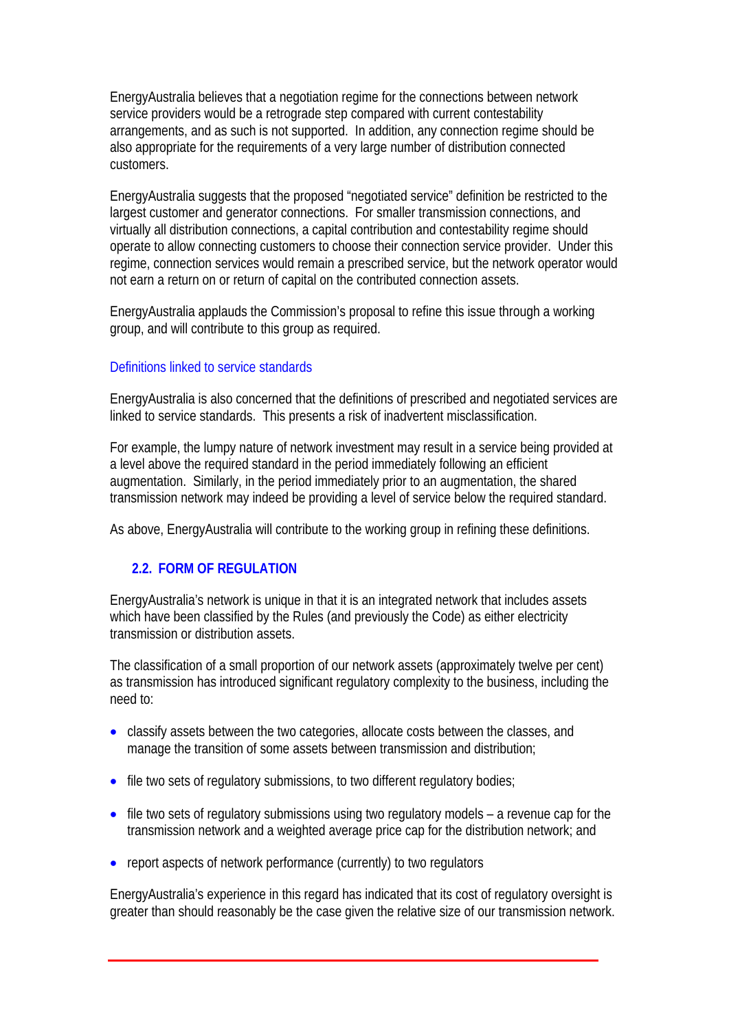EnergyAustralia believes that a negotiation regime for the connections between network service providers would be a retrograde step compared with current contestability arrangements, and as such is not supported. In addition, any connection regime should be also appropriate for the requirements of a very large number of distribution connected customers.

EnergyAustralia suggests that the proposed "negotiated service" definition be restricted to the largest customer and generator connections. For smaller transmission connections, and virtually all distribution connections, a capital contribution and contestability regime should operate to allow connecting customers to choose their connection service provider. Under this regime, connection services would remain a prescribed service, but the network operator would not earn a return on or return of capital on the contributed connection assets.

EnergyAustralia applauds the Commission's proposal to refine this issue through a working group, and will contribute to this group as required.

### Definitions linked to service standards

EnergyAustralia is also concerned that the definitions of prescribed and negotiated services are linked to service standards. This presents a risk of inadvertent misclassification.

For example, the lumpy nature of network investment may result in a service being provided at a level above the required standard in the period immediately following an efficient augmentation. Similarly, in the period immediately prior to an augmentation, the shared transmission network may indeed be providing a level of service below the required standard.

As above, EnergyAustralia will contribute to the working group in refining these definitions.

## 2.2. FORM OF REGULATION

EnergyAustralia's network is unique in that it is an integrated network that includes assets which have been classified by the Rules (and previously the Code) as either electricity transmission or distribution assets.

The classification of a small proportion of our network assets (approximately twelve per cent) as transmission has introduced significant regulatory complexity to the business, including the need to:

- classify assets between the two categories, allocate costs between the classes, and manage the transition of some assets between transmission and distribution;
- file two sets of regulatory submissions, to two different regulatory bodies;
- file two sets of regulatory submissions using two regulatory models – a revenue cap for the transmission network and a weighted average price cap for the distribution network; and
- report aspects of network performance (currently) to two regulators

EnergyAustralia's experience in this regard has indicated that its cost of regulatory oversight is greater than should reasonably be the case given the relative size of our transmission network.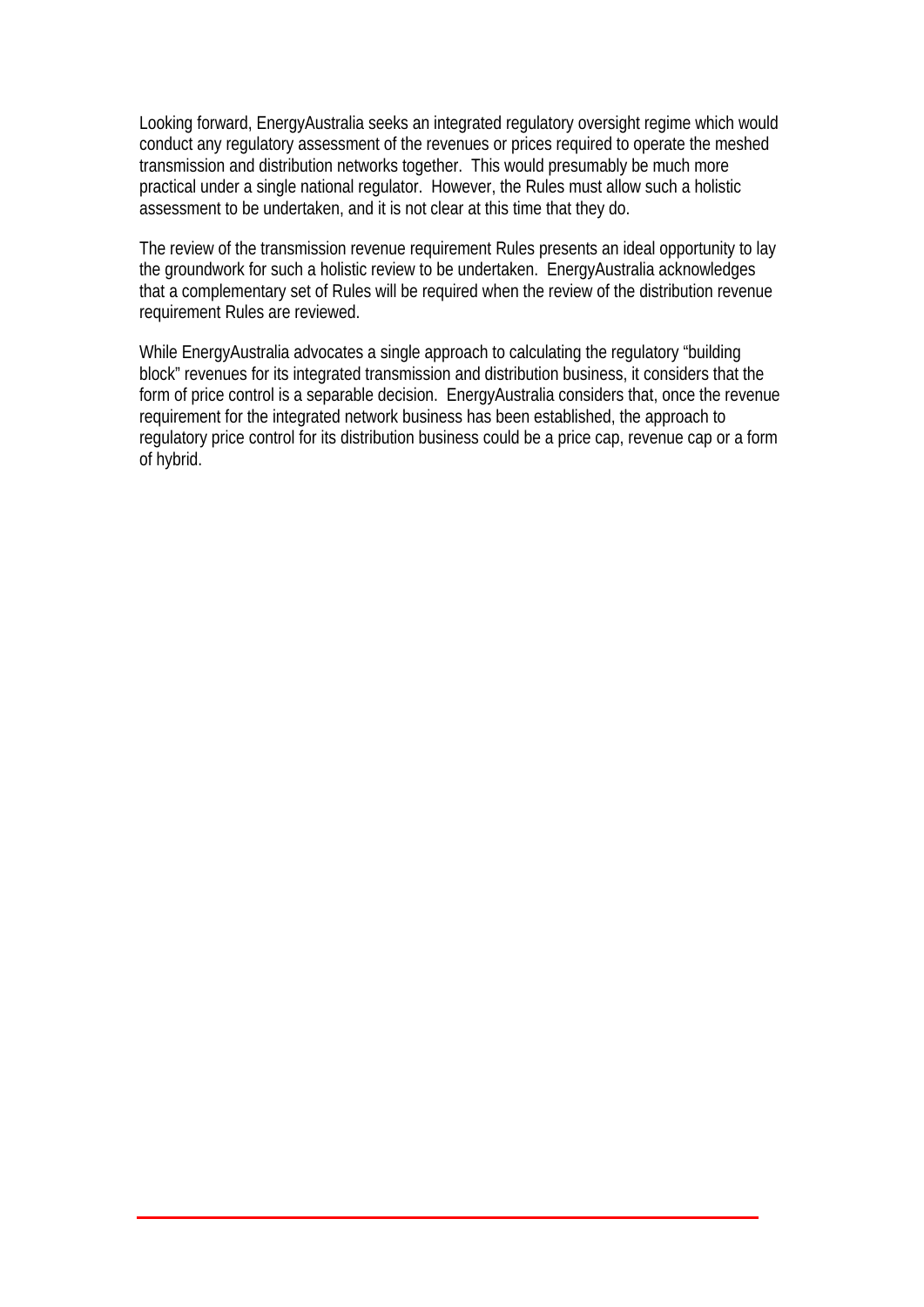Looking forward, EnergyAustralia seeks an integrated regulatory oversight regime which would conduct any regulatory assessment of the revenues or prices required to operate the meshed transmission and distribution networks together. This would presumably be much more practical under a single national regulator. However, the Rules must allow such a holistic assessment to be undertaken, and it is not clear at this time that they do.

The review of the transmission revenue requirement Rules presents an ideal opportunity to lay the groundwork for such a holistic review to be undertaken. EnergyAustralia acknowledges that a complementary set of Rules will be required when the review of the distribution revenue requirement Rules are reviewed.

While EnergyAustralia advocates a single approach to calculating the regulatory "building block" revenues for its integrated transmission and distribution business, it considers that the form of price control is a separable decision. EnergyAustralia considers that, once the revenue requirement for the integrated network business has been established, the approach to regulatory price control for its distribution business could be a price cap, revenue cap or a form of hybrid.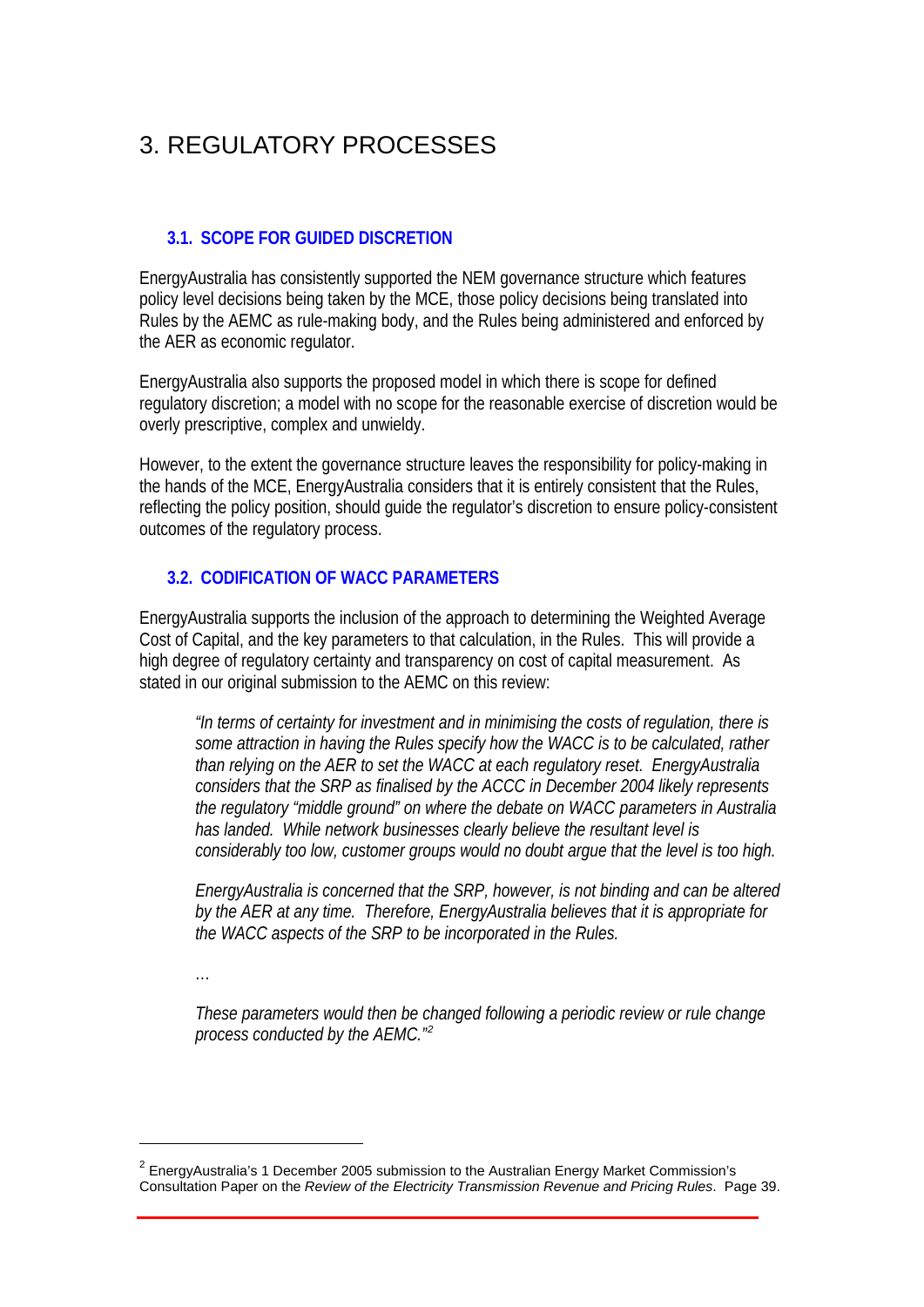# 3. REGULATORY PROCESSES

## 3.1. SCOPE FOR GUIDED DISCRETION

EnergyAustralia has consistently supported the NEM governance structure which features policy level decisions being taken by the MCE, those policy decisions being translated into Rules by the AEMC as rule-making body, and the Rules being administered and enforced by the AER as economic regulator.

EnergyAustralia also supports the proposed model in which there is scope for defined regulatory discretion; a model with no scope for the reasonable exercise of discretion would be overly prescriptive, complex and unwieldy.

However, to the extent the governance structure leaves the responsibility for policy-making in the hands of the MCE, EnergyAustralia considers that it is entirely consistent that the Rules, reflecting the policy position, should guide the regulator's discretion to ensure policy-consistent outcomes of the regulatory process.

## 3.2. CODIFICATION OF WACC PARAMETERS

EnergyAustralia supports the inclusion of the approach to determining the Weighted Average Cost of Capital, and the key parameters to that calculation, in the Rules. This will provide a high degree of regulatory certainty and transparency on cost of capital measurement. As stated in our original submission to the AEMC on this review:

> *"In terms of certainty for investment and in minimising the costs of regulation, there is some attraction in having the Rules specify how the WACC is to be calculated, rather than relying on the AER to set the WACC at each regulatory reset. EnergyAustralia considers that the SRP as finalised by the ACCC in December 2004 likely represents the regulatory "middle ground" on where the debate on WACC parameters in Australia has landed. While network businesses clearly believe the resultant level is considerably too low, customer groups would no doubt argue that the level is too high.*
>
> *EnergyAustralia is concerned that the SRP, however, is not binding and can be altered by the AER at any time. Therefore, EnergyAustralia believes that it is appropriate for the WACC aspects of the SRP to be incorporated in the Rules.*
>
> *…*
>
> *These parameters would then be changed following a periodic review or rule change process conducted by the AEMC."*[2]

---

[2] EnergyAustralia's 1 December 2005 submission to the Australian Energy Market Commission's Consultation Paper on the *Review of the Electricity Transmission Revenue and Pricing Rules*. Page 39.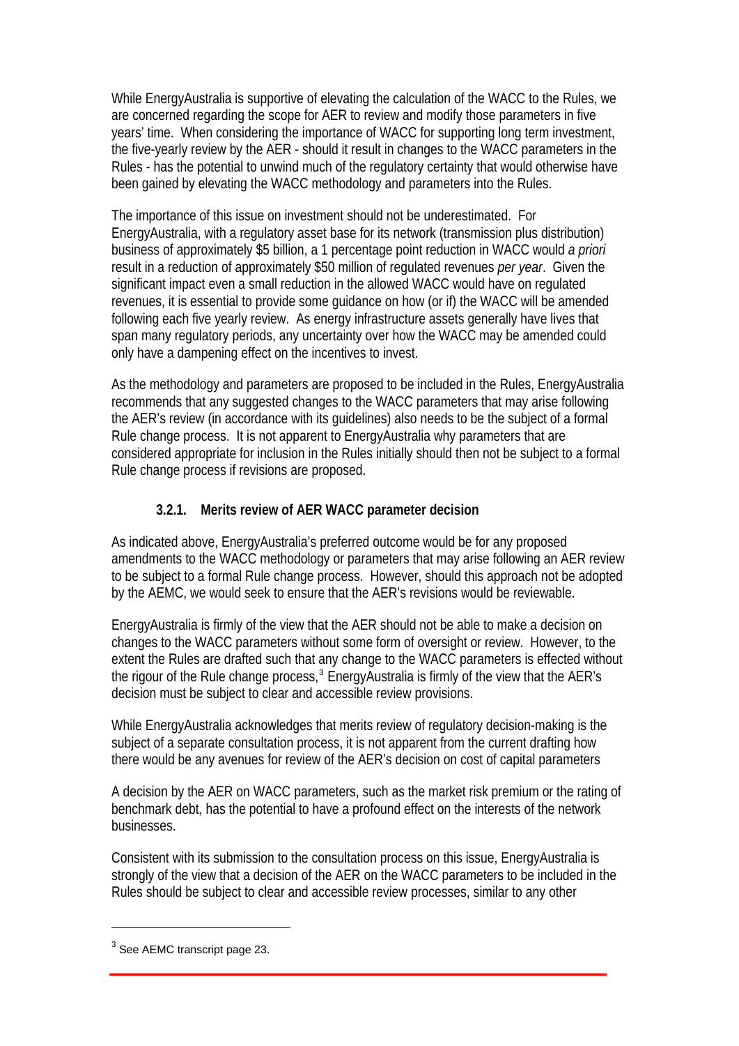While EnergyAustralia is supportive of elevating the calculation of the WACC to the Rules, we are concerned regarding the scope for AER to review and modify those parameters in five years' time. When considering the importance of WACC for supporting long term investment, the five-yearly review by the AER - should it result in changes to the WACC parameters in the Rules - has the potential to unwind much of the regulatory certainty that would otherwise have been gained by elevating the WACC methodology and parameters into the Rules.

The importance of this issue on investment should not be underestimated. For EnergyAustralia, with a regulatory asset base for its network (transmission plus distribution) business of approximately $5 billion, a 1 percentage point reduction in WACC would *a priori* result in a reduction of approximately $50 million of regulated revenues *per year*. Given the significant impact even a small reduction in the allowed WACC would have on regulated revenues, it is essential to provide some guidance on how (or if) the WACC will be amended following each five yearly review. As energy infrastructure assets generally have lives that span many regulatory periods, any uncertainty over how the WACC may be amended could only have a dampening effect on the incentives to invest.

As the methodology and parameters are proposed to be included in the Rules, EnergyAustralia recommends that any suggested changes to the WACC parameters that may arise following the AER's review (in accordance with its guidelines) also needs to be the subject of a formal Rule change process. It is not apparent to EnergyAustralia why parameters that are considered appropriate for inclusion in the Rules initially should then not be subject to a formal Rule change process if revisions are proposed.

#### 3.2.1. Merits review of AER WACC parameter decision

As indicated above, EnergyAustralia's preferred outcome would be for any proposed amendments to the WACC methodology or parameters that may arise following an AER review to be subject to a formal Rule change process. However, should this approach not be adopted by the AEMC, we would seek to ensure that the AER's revisions would be reviewable.

EnergyAustralia is firmly of the view that the AER should not be able to make a decision on changes to the WACC parameters without some form of oversight or review. However, to the extent the Rules are drafted such that any change to the WACC parameters is effected without the rigour of the Rule change process,[3] EnergyAustralia is firmly of the view that the AER's decision must be subject to clear and accessible review provisions.

While EnergyAustralia acknowledges that merits review of regulatory decision-making is the subject of a separate consultation process, it is not apparent from the current drafting how there would be any avenues for review of the AER's decision on cost of capital parameters

A decision by the AER on WACC parameters, such as the market risk premium or the rating of benchmark debt, has the potential to have a profound effect on the interests of the network businesses.

Consistent with its submission to the consultation process on this issue, EnergyAustralia is strongly of the view that a decision of the AER on the WACC parameters to be included in the Rules should be subject to clear and accessible review processes, similar to any other

---

[3] See AEMC transcript page 23.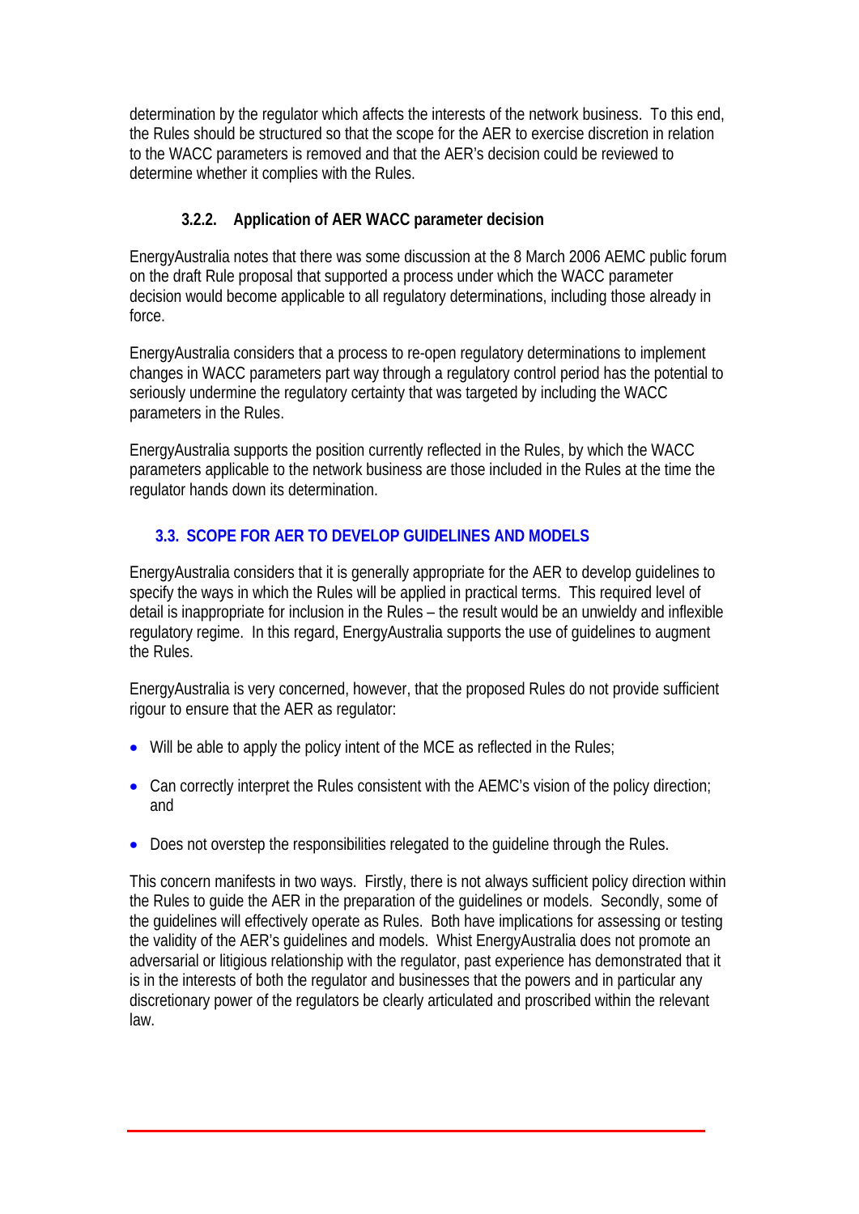determination by the regulator which affects the interests of the network business. To this end, the Rules should be structured so that the scope for the AER to exercise discretion in relation to the WACC parameters is removed and that the AER's decision could be reviewed to determine whether it complies with the Rules.

#### 3.2.2. Application of AER WACC parameter decision

EnergyAustralia notes that there was some discussion at the 8 March 2006 AEMC public forum on the draft Rule proposal that supported a process under which the WACC parameter decision would become applicable to all regulatory determinations, including those already in force.

EnergyAustralia considers that a process to re-open regulatory determinations to implement changes in WACC parameters part way through a regulatory control period has the potential to seriously undermine the regulatory certainty that was targeted by including the WACC parameters in the Rules.

EnergyAustralia supports the position currently reflected in the Rules, by which the WACC parameters applicable to the network business are those included in the Rules at the time the regulator hands down its determination.

### 3.3. SCOPE FOR AER TO DEVELOP GUIDELINES AND MODELS

EnergyAustralia considers that it is generally appropriate for the AER to develop guidelines to specify the ways in which the Rules will be applied in practical terms. This required level of detail is inappropriate for inclusion in the Rules – the result would be an unwieldy and inflexible regulatory regime. In this regard, EnergyAustralia supports the use of guidelines to augment the Rules.

EnergyAustralia is very concerned, however, that the proposed Rules do not provide sufficient rigour to ensure that the AER as regulator:

- Will be able to apply the policy intent of the MCE as reflected in the Rules;
- Can correctly interpret the Rules consistent with the AEMC's vision of the policy direction; and
- Does not overstep the responsibilities relegated to the guideline through the Rules.

This concern manifests in two ways. Firstly, there is not always sufficient policy direction within the Rules to guide the AER in the preparation of the guidelines or models. Secondly, some of the guidelines will effectively operate as Rules. Both have implications for assessing or testing the validity of the AER's guidelines and models. Whist EnergyAustralia does not promote an adversarial or litigious relationship with the regulator, past experience has demonstrated that it is in the interests of both the regulator and businesses that the powers and in particular any discretionary power of the regulators be clearly articulated and proscribed within the relevant law.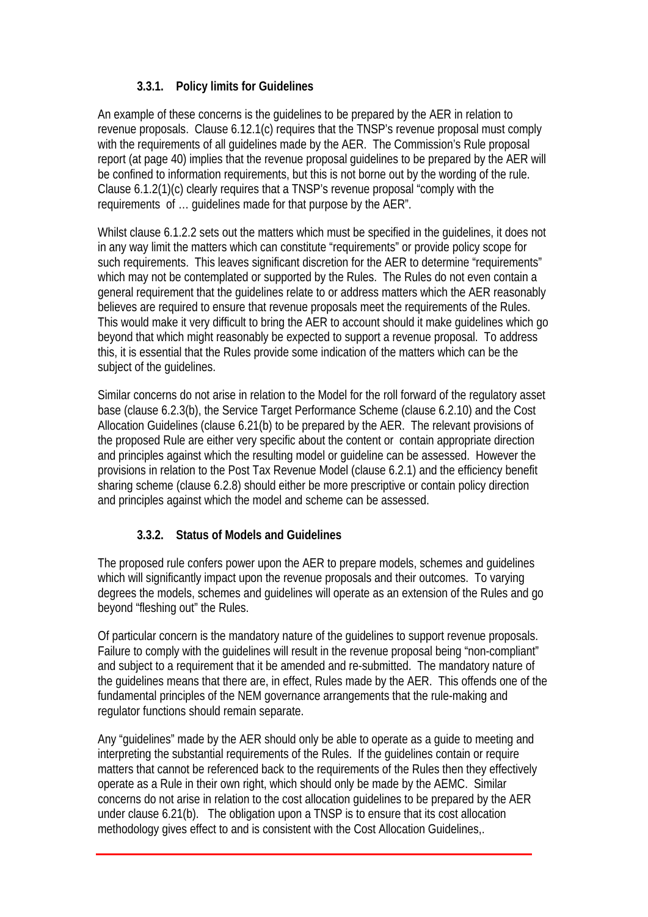### 3.3.1. Policy limits for Guidelines

An example of these concerns is the guidelines to be prepared by the AER in relation to revenue proposals. Clause 6.12.1(c) requires that the TNSP's revenue proposal must comply with the requirements of all guidelines made by the AER. The Commission's Rule proposal report (at page 40) implies that the revenue proposal guidelines to be prepared by the AER will be confined to information requirements, but this is not borne out by the wording of the rule. Clause 6.1.2(1)(c) clearly requires that a TNSP's revenue proposal "comply with the requirements of … guidelines made for that purpose by the AER".

Whilst clause 6.1.2.2 sets out the matters which must be specified in the guidelines, it does not in any way limit the matters which can constitute "requirements" or provide policy scope for such requirements. This leaves significant discretion for the AER to determine "requirements" which may not be contemplated or supported by the Rules. The Rules do not even contain a general requirement that the guidelines relate to or address matters which the AER reasonably believes are required to ensure that revenue proposals meet the requirements of the Rules. This would make it very difficult to bring the AER to account should it make guidelines which go beyond that which might reasonably be expected to support a revenue proposal. To address this, it is essential that the Rules provide some indication of the matters which can be the subject of the guidelines.

Similar concerns do not arise in relation to the Model for the roll forward of the regulatory asset base (clause 6.2.3(b), the Service Target Performance Scheme (clause 6.2.10) and the Cost Allocation Guidelines (clause 6.21(b) to be prepared by the AER. The relevant provisions of the proposed Rule are either very specific about the content or contain appropriate direction and principles against which the resulting model or guideline can be assessed. However the provisions in relation to the Post Tax Revenue Model (clause 6.2.1) and the efficiency benefit sharing scheme (clause 6.2.8) should either be more prescriptive or contain policy direction and principles against which the model and scheme can be assessed.

### 3.3.2. Status of Models and Guidelines

The proposed rule confers power upon the AER to prepare models, schemes and guidelines which will significantly impact upon the revenue proposals and their outcomes. To varying degrees the models, schemes and guidelines will operate as an extension of the Rules and go beyond "fleshing out" the Rules.

Of particular concern is the mandatory nature of the guidelines to support revenue proposals. Failure to comply with the guidelines will result in the revenue proposal being "non-compliant" and subject to a requirement that it be amended and re-submitted. The mandatory nature of the guidelines means that there are, in effect, Rules made by the AER. This offends one of the fundamental principles of the NEM governance arrangements that the rule-making and regulator functions should remain separate.

Any "guidelines" made by the AER should only be able to operate as a guide to meeting and interpreting the substantial requirements of the Rules. If the guidelines contain or require matters that cannot be referenced back to the requirements of the Rules then they effectively operate as a Rule in their own right, which should only be made by the AEMC. Similar concerns do not arise in relation to the cost allocation guidelines to be prepared by the AER under clause 6.21(b). The obligation upon a TNSP is to ensure that its cost allocation methodology gives effect to and is consistent with the Cost Allocation Guidelines,.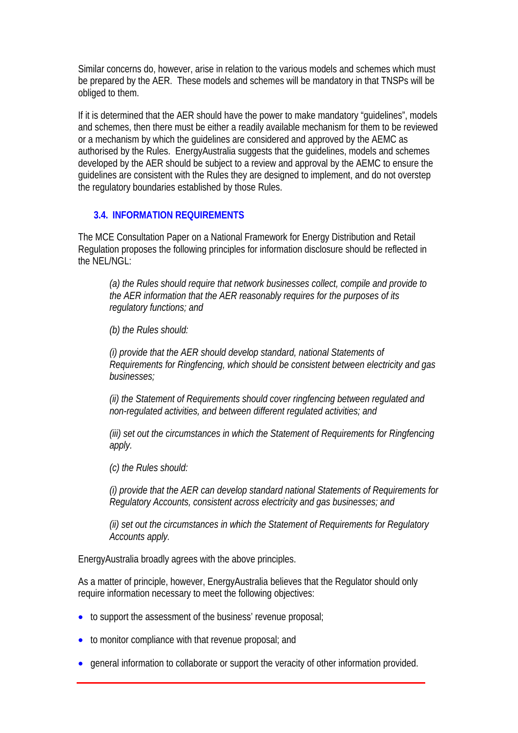Similar concerns do, however, arise in relation to the various models and schemes which must be prepared by the AER. These models and schemes will be mandatory in that TNSPs will be obliged to them.

If it is determined that the AER should have the power to make mandatory "guidelines", models and schemes, then there must be either a readily available mechanism for them to be reviewed or a mechanism by which the guidelines are considered and approved by the AEMC as authorised by the Rules. EnergyAustralia suggests that the guidelines, models and schemes developed by the AER should be subject to a review and approval by the AEMC to ensure the guidelines are consistent with the Rules they are designed to implement, and do not overstep the regulatory boundaries established by those Rules.

### 3.4. INFORMATION REQUIREMENTS

The MCE Consultation Paper on a National Framework for Energy Distribution and Retail Regulation proposes the following principles for information disclosure should be reflected in the NEL/NGL:

> *(a) the Rules should require that network businesses collect, compile and provide to the AER information that the AER reasonably requires for the purposes of its regulatory functions; and*
>
> *(b) the Rules should:*
>
> *(i) provide that the AER should develop standard, national Statements of Requirements for Ringfencing, which should be consistent between electricity and gas businesses;*
>
> *(ii) the Statement of Requirements should cover ringfencing between regulated and non-regulated activities, and between different regulated activities; and*
>
> *(iii) set out the circumstances in which the Statement of Requirements for Ringfencing apply.*
>
> *(c) the Rules should:*
>
> *(i) provide that the AER can develop standard national Statements of Requirements for Regulatory Accounts, consistent across electricity and gas businesses; and*
>
> *(ii) set out the circumstances in which the Statement of Requirements for Regulatory Accounts apply.*

EnergyAustralia broadly agrees with the above principles.

As a matter of principle, however, EnergyAustralia believes that the Regulator should only require information necessary to meet the following objectives:

- to support the assessment of the business' revenue proposal;
- to monitor compliance with that revenue proposal; and
- general information to collaborate or support the veracity of other information provided.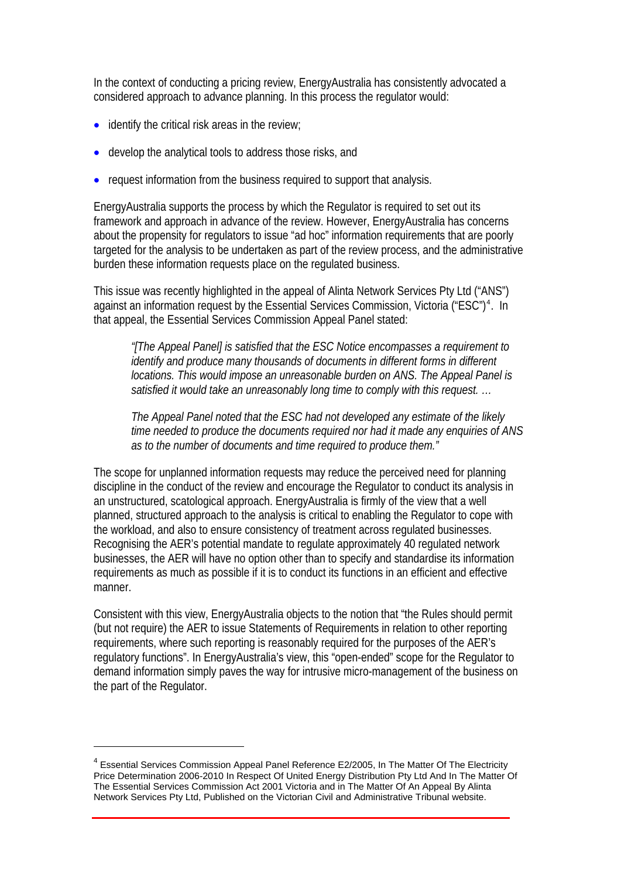In the context of conducting a pricing review, EnergyAustralia has consistently advocated a considered approach to advance planning. In this process the regulator would:

- identify the critical risk areas in the review;
- develop the analytical tools to address those risks, and
- request information from the business required to support that analysis.

EnergyAustralia supports the process by which the Regulator is required to set out its framework and approach in advance of the review. However, EnergyAustralia has concerns about the propensity for regulators to issue "ad hoc" information requirements that are poorly targeted for the analysis to be undertaken as part of the review process, and the administrative burden these information requests place on the regulated business.

This issue was recently highlighted in the appeal of Alinta Network Services Pty Ltd ("ANS") against an information request by the Essential Services Commission, Victoria ("ESC")[4]. In that appeal, the Essential Services Commission Appeal Panel stated:

> *"[The Appeal Panel] is satisfied that the ESC Notice encompasses a requirement to identify and produce many thousands of documents in different forms in different locations. This would impose an unreasonable burden on ANS. The Appeal Panel is satisfied it would take an unreasonably long time to comply with this request. …*
>
> *The Appeal Panel noted that the ESC had not developed any estimate of the likely time needed to produce the documents required nor had it made any enquiries of ANS as to the number of documents and time required to produce them."*

The scope for unplanned information requests may reduce the perceived need for planning discipline in the conduct of the review and encourage the Regulator to conduct its analysis in an unstructured, scatological approach. EnergyAustralia is firmly of the view that a well planned, structured approach to the analysis is critical to enabling the Regulator to cope with the workload, and also to ensure consistency of treatment across regulated businesses. Recognising the AER's potential mandate to regulate approximately 40 regulated network businesses, the AER will have no option other than to specify and standardise its information requirements as much as possible if it is to conduct its functions in an efficient and effective manner.

Consistent with this view, EnergyAustralia objects to the notion that "the Rules should permit (but not require) the AER to issue Statements of Requirements in relation to other reporting requirements, where such reporting is reasonably required for the purposes of the AER's regulatory functions". In EnergyAustralia's view, this "open-ended" scope for the Regulator to demand information simply paves the way for intrusive micro-management of the business on the part of the Regulator.

---

[4] Essential Services Commission Appeal Panel Reference E2/2005, In The Matter Of The Electricity Price Determination 2006-2010 In Respect Of United Energy Distribution Pty Ltd And In The Matter Of The Essential Services Commission Act 2001 Victoria and in The Matter Of An Appeal By Alinta Network Services Pty Ltd, Published on the Victorian Civil and Administrative Tribunal website.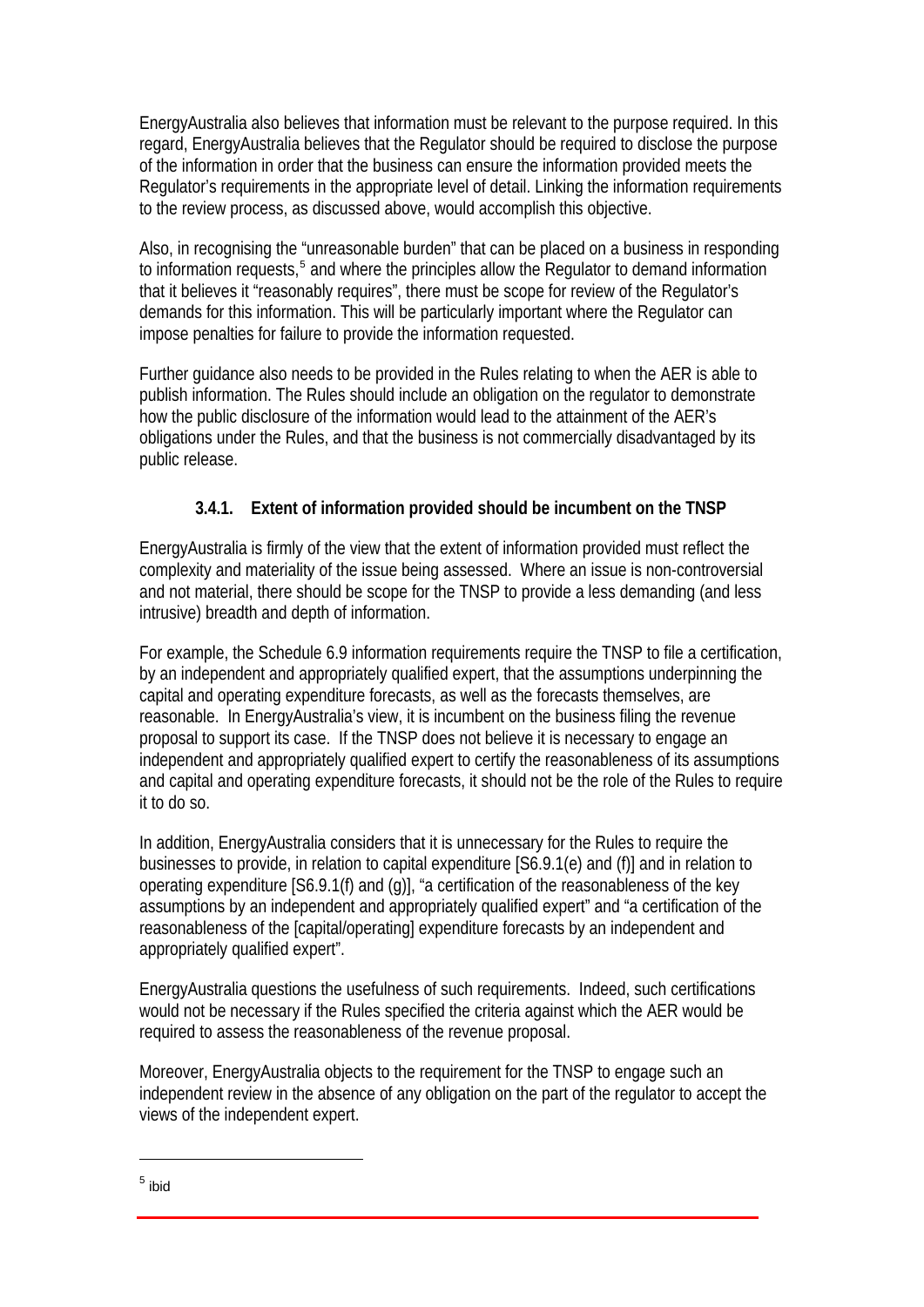EnergyAustralia also believes that information must be relevant to the purpose required. In this regard, EnergyAustralia believes that the Regulator should be required to disclose the purpose of the information in order that the business can ensure the information provided meets the Regulator's requirements in the appropriate level of detail. Linking the information requirements to the review process, as discussed above, would accomplish this objective.

Also, in recognising the "unreasonable burden" that can be placed on a business in responding to information requests,[5] and where the principles allow the Regulator to demand information that it believes it "reasonably requires", there must be scope for review of the Regulator's demands for this information. This will be particularly important where the Regulator can impose penalties for failure to provide the information requested.

Further guidance also needs to be provided in the Rules relating to when the AER is able to publish information. The Rules should include an obligation on the regulator to demonstrate how the public disclosure of the information would lead to the attainment of the AER's obligations under the Rules, and that the business is not commercially disadvantaged by its public release.

### 3.4.1. Extent of information provided should be incumbent on the TNSP

EnergyAustralia is firmly of the view that the extent of information provided must reflect the complexity and materiality of the issue being assessed. Where an issue is non-controversial and not material, there should be scope for the TNSP to provide a less demanding (and less intrusive) breadth and depth of information.

For example, the Schedule 6.9 information requirements require the TNSP to file a certification, by an independent and appropriately qualified expert, that the assumptions underpinning the capital and operating expenditure forecasts, as well as the forecasts themselves, are reasonable. In EnergyAustralia's view, it is incumbent on the business filing the revenue proposal to support its case. If the TNSP does not believe it is necessary to engage an independent and appropriately qualified expert to certify the reasonableness of its assumptions and capital and operating expenditure forecasts, it should not be the role of the Rules to require it to do so.

In addition, EnergyAustralia considers that it is unnecessary for the Rules to require the businesses to provide, in relation to capital expenditure [S6.9.1(e) and (f)] and in relation to operating expenditure [S6.9.1(f) and (g)], "a certification of the reasonableness of the key assumptions by an independent and appropriately qualified expert" and "a certification of the reasonableness of the [capital/operating] expenditure forecasts by an independent and appropriately qualified expert".

EnergyAustralia questions the usefulness of such requirements. Indeed, such certifications would not be necessary if the Rules specified the criteria against which the AER would be required to assess the reasonableness of the revenue proposal.

Moreover, EnergyAustralia objects to the requirement for the TNSP to engage such an independent review in the absence of any obligation on the part of the regulator to accept the views of the independent expert.

---

[5] ibid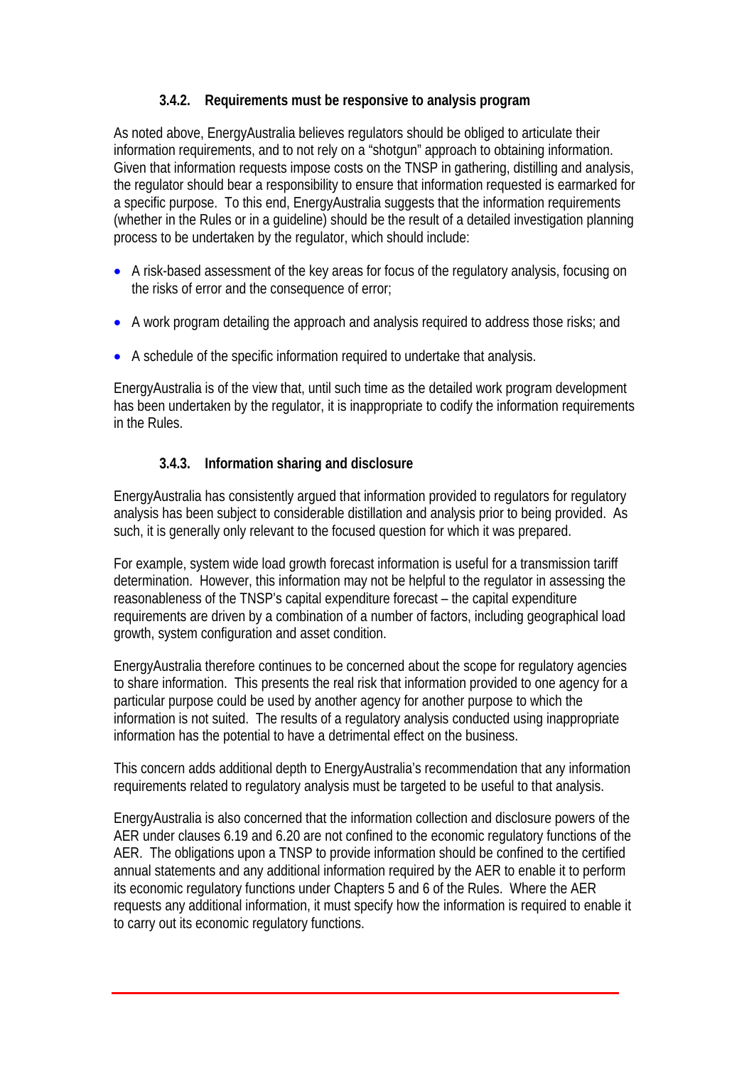#### 3.4.2. Requirements must be responsive to analysis program

As noted above, EnergyAustralia believes regulators should be obliged to articulate their information requirements, and to not rely on a "shotgun" approach to obtaining information. Given that information requests impose costs on the TNSP in gathering, distilling and analysis, the regulator should bear a responsibility to ensure that information requested is earmarked for a specific purpose. To this end, EnergyAustralia suggests that the information requirements (whether in the Rules or in a guideline) should be the result of a detailed investigation planning process to be undertaken by the regulator, which should include:

- A risk-based assessment of the key areas for focus of the regulatory analysis, focusing on the risks of error and the consequence of error;
- A work program detailing the approach and analysis required to address those risks; and
- A schedule of the specific information required to undertake that analysis.

EnergyAustralia is of the view that, until such time as the detailed work program development has been undertaken by the regulator, it is inappropriate to codify the information requirements in the Rules.

#### 3.4.3. Information sharing and disclosure

EnergyAustralia has consistently argued that information provided to regulators for regulatory analysis has been subject to considerable distillation and analysis prior to being provided. As such, it is generally only relevant to the focused question for which it was prepared.

For example, system wide load growth forecast information is useful for a transmission tariff determination. However, this information may not be helpful to the regulator in assessing the reasonableness of the TNSP's capital expenditure forecast – the capital expenditure requirements are driven by a combination of a number of factors, including geographical load growth, system configuration and asset condition.

EnergyAustralia therefore continues to be concerned about the scope for regulatory agencies to share information. This presents the real risk that information provided to one agency for a particular purpose could be used by another agency for another purpose to which the information is not suited. The results of a regulatory analysis conducted using inappropriate information has the potential to have a detrimental effect on the business.

This concern adds additional depth to EnergyAustralia's recommendation that any information requirements related to regulatory analysis must be targeted to be useful to that analysis.

EnergyAustralia is also concerned that the information collection and disclosure powers of the AER under clauses 6.19 and 6.20 are not confined to the economic regulatory functions of the AER. The obligations upon a TNSP to provide information should be confined to the certified annual statements and any additional information required by the AER to enable it to perform its economic regulatory functions under Chapters 5 and 6 of the Rules. Where the AER requests any additional information, it must specify how the information is required to enable it to carry out its economic regulatory functions.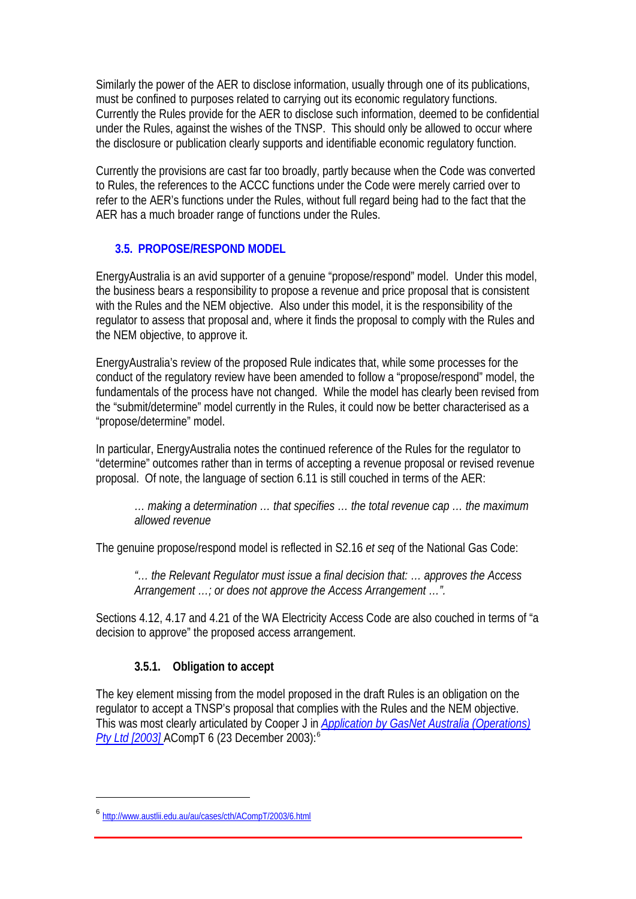Similarly the power of the AER to disclose information, usually through one of its publications, must be confined to purposes related to carrying out its economic regulatory functions. Currently the Rules provide for the AER to disclose such information, deemed to be confidential under the Rules, against the wishes of the TNSP. This should only be allowed to occur where the disclosure or publication clearly supports and identifiable economic regulatory function.

Currently the provisions are cast far too broadly, partly because when the Code was converted to Rules, the references to the ACCC functions under the Code were merely carried over to refer to the AER's functions under the Rules, without full regard being had to the fact that the AER has a much broader range of functions under the Rules.

## 3.5. PROPOSE/RESPOND MODEL

EnergyAustralia is an avid supporter of a genuine "propose/respond" model. Under this model, the business bears a responsibility to propose a revenue and price proposal that is consistent with the Rules and the NEM objective. Also under this model, it is the responsibility of the regulator to assess that proposal and, where it finds the proposal to comply with the Rules and the NEM objective, to approve it.

EnergyAustralia's review of the proposed Rule indicates that, while some processes for the conduct of the regulatory review have been amended to follow a "propose/respond" model, the fundamentals of the process have not changed. While the model has clearly been revised from the "submit/determine" model currently in the Rules, it could now be better characterised as a "propose/determine" model.

In particular, EnergyAustralia notes the continued reference of the Rules for the regulator to "determine" outcomes rather than in terms of accepting a revenue proposal or revised revenue proposal. Of note, the language of section 6.11 is still couched in terms of the AER:

> *… making a determination … that specifies … the total revenue cap … the maximum allowed revenue*

The genuine propose/respond model is reflected in S2.16 *et seq* of the National Gas Code:

> *"… the Relevant Regulator must issue a final decision that: … approves the Access Arrangement …; or does not approve the Access Arrangement …".*

Sections 4.12, 4.17 and 4.21 of the WA Electricity Access Code are also couched in terms of "a decision to approve" the proposed access arrangement.

### 3.5.1. Obligation to accept

The key element missing from the model proposed in the draft Rules is an obligation on the regulator to accept a TNSP's proposal that complies with the Rules and the NEM objective. This was most clearly articulated by Cooper J in *Application by GasNet Australia (Operations) Pty Ltd [2003]* ACompT 6 (23 December 2003):[6]

[6] http://www.austlii.edu.au/au/cases/cth/ACompT/2003/6.html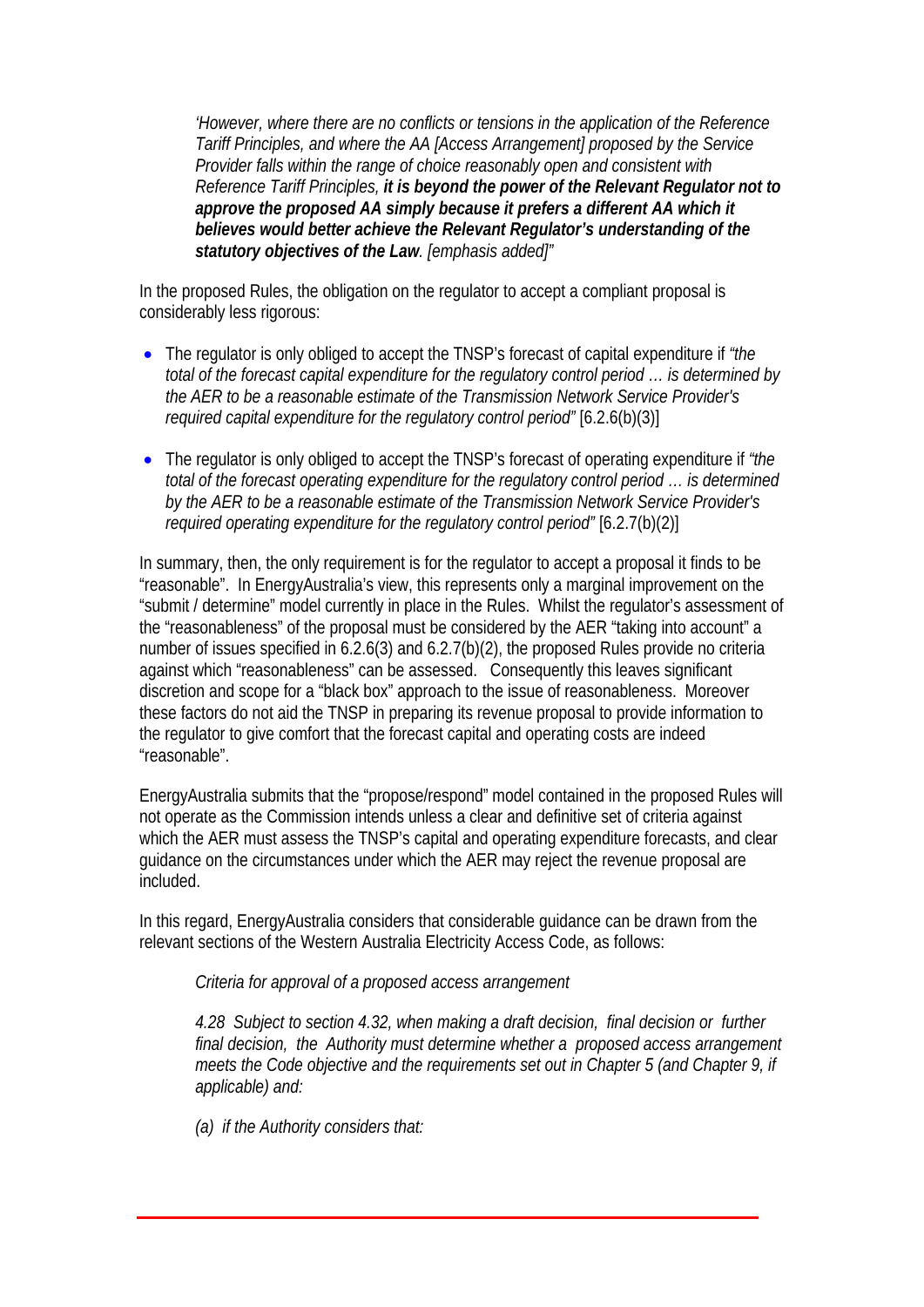*'However, where there are no conflicts or tensions in the application of the Reference Tariff Principles, and where the AA [Access Arrangement] proposed by the Service Provider falls within the range of choice reasonably open and consistent with Reference Tariff Principles,* ***it is beyond the power of the Relevant Regulator not to approve the proposed AA simply because it prefers a different AA which it believes would better achieve the Relevant Regulator's understanding of the statutory objectives of the Law****. [emphasis added]"*

In the proposed Rules, the obligation on the regulator to accept a compliant proposal is considerably less rigorous:

- The regulator is only obliged to accept the TNSP's forecast of capital expenditure if *"the total of the forecast capital expenditure for the regulatory control period … is determined by the AER to be a reasonable estimate of the Transmission Network Service Provider's required capital expenditure for the regulatory control period"* [6.2.6(b)(3)]

- The regulator is only obliged to accept the TNSP's forecast of operating expenditure if *"the total of the forecast operating expenditure for the regulatory control period … is determined by the AER to be a reasonable estimate of the Transmission Network Service Provider's required operating expenditure for the regulatory control period"* [6.2.7(b)(2)]

In summary, then, the only requirement is for the regulator to accept a proposal it finds to be "reasonable". In EnergyAustralia's view, this represents only a marginal improvement on the "submit / determine" model currently in place in the Rules. Whilst the regulator's assessment of the "reasonableness" of the proposal must be considered by the AER "taking into account" a number of issues specified in 6.2.6(3) and 6.2.7(b)(2), the proposed Rules provide no criteria against which "reasonableness" can be assessed. Consequently this leaves significant discretion and scope for a "black box" approach to the issue of reasonableness. Moreover these factors do not aid the TNSP in preparing its revenue proposal to provide information to the regulator to give comfort that the forecast capital and operating costs are indeed "reasonable".

EnergyAustralia submits that the "propose/respond" model contained in the proposed Rules will not operate as the Commission intends unless a clear and definitive set of criteria against which the AER must assess the TNSP's capital and operating expenditure forecasts, and clear guidance on the circumstances under which the AER may reject the revenue proposal are included.

In this regard, EnergyAustralia considers that considerable guidance can be drawn from the relevant sections of the Western Australia Electricity Access Code, as follows:

*Criteria for approval of a proposed access arrangement*

*4.28 Subject to section 4.32, when making a draft decision, final decision or further final decision, the Authority must determine whether a proposed access arrangement meets the Code objective and the requirements set out in Chapter 5 (and Chapter 9, if applicable) and:*

*(a) if the Authority considers that:*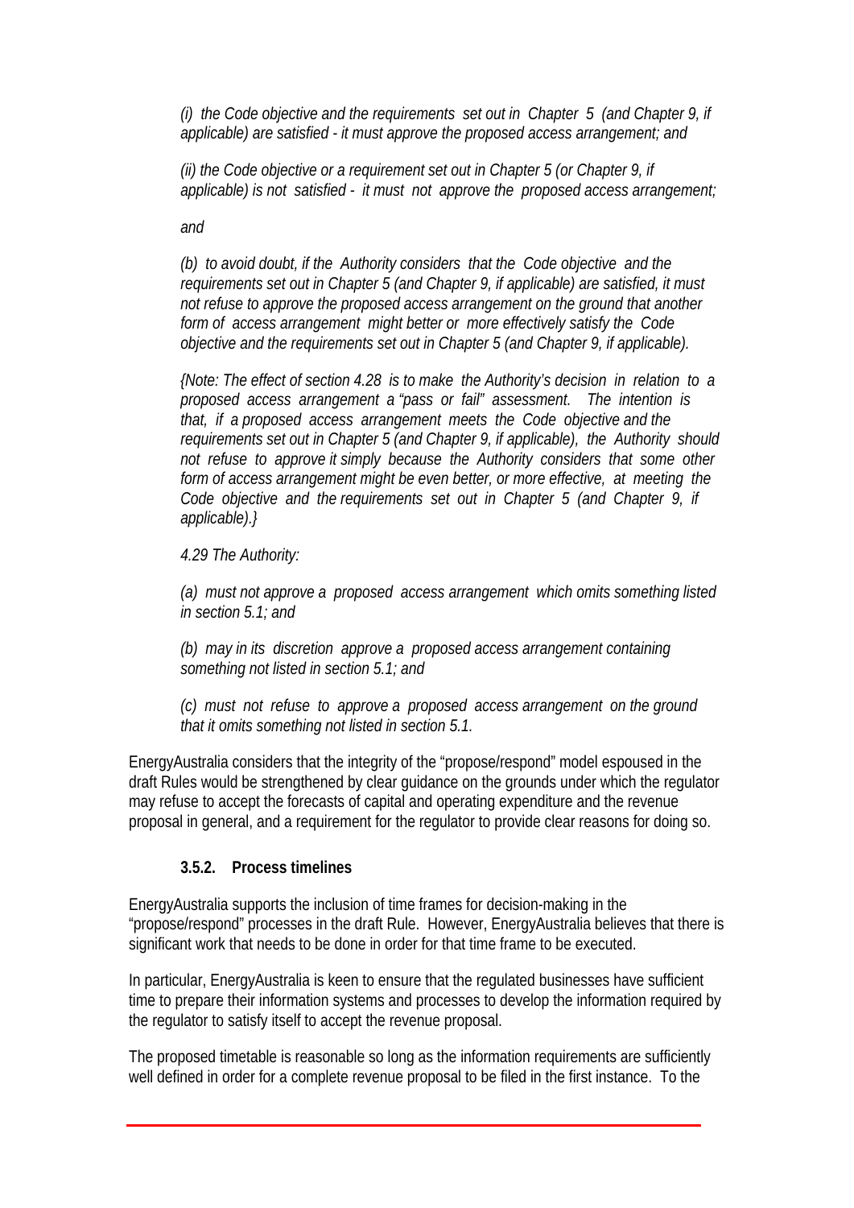*(i) the Code objective and the requirements set out in Chapter 5 (and Chapter 9, if applicable) are satisfied - it must approve the proposed access arrangement; and*

*(ii) the Code objective or a requirement set out in Chapter 5 (or Chapter 9, if applicable) is not satisfied - it must not approve the proposed access arrangement;*

*and*

*(b) to avoid doubt, if the Authority considers that the Code objective and the requirements set out in Chapter 5 (and Chapter 9, if applicable) are satisfied, it must not refuse to approve the proposed access arrangement on the ground that another form of access arrangement might better or more effectively satisfy the Code objective and the requirements set out in Chapter 5 (and Chapter 9, if applicable).*

*{Note: The effect of section 4.28 is to make the Authority's decision in relation to a proposed access arrangement a "pass or fail" assessment. The intention is that, if a proposed access arrangement meets the Code objective and the requirements set out in Chapter 5 (and Chapter 9, if applicable), the Authority should not refuse to approve it simply because the Authority considers that some other form of access arrangement might be even better, or more effective, at meeting the Code objective and the requirements set out in Chapter 5 (and Chapter 9, if applicable).}*

*4.29 The Authority:*

*(a) must not approve a proposed access arrangement which omits something listed in section 5.1; and*

*(b) may in its discretion approve a proposed access arrangement containing something not listed in section 5.1; and*

*(c) must not refuse to approve a proposed access arrangement on the ground that it omits something not listed in section 5.1.*

EnergyAustralia considers that the integrity of the "propose/respond" model espoused in the draft Rules would be strengthened by clear guidance on the grounds under which the regulator may refuse to accept the forecasts of capital and operating expenditure and the revenue proposal in general, and a requirement for the regulator to provide clear reasons for doing so.

### 3.5.2. Process timelines

EnergyAustralia supports the inclusion of time frames for decision-making in the "propose/respond" processes in the draft Rule. However, EnergyAustralia believes that there is significant work that needs to be done in order for that time frame to be executed.

In particular, EnergyAustralia is keen to ensure that the regulated businesses have sufficient time to prepare their information systems and processes to develop the information required by the regulator to satisfy itself to accept the revenue proposal.

The proposed timetable is reasonable so long as the information requirements are sufficiently well defined in order for a complete revenue proposal to be filed in the first instance. To the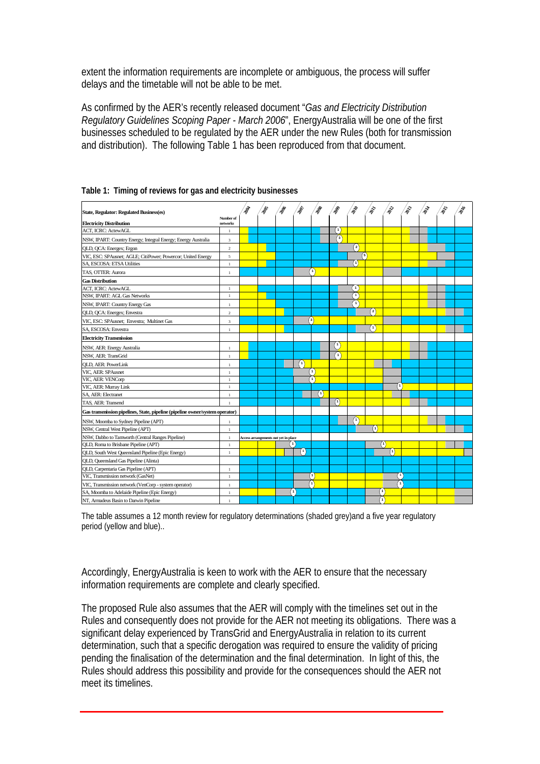extent the information requirements are incomplete or ambiguous, the process will suffer delays and the timetable will not be able to be met.

As confirmed by the AER's recently released document "*Gas and Electricity Distribution Regulatory Guidelines Scoping Paper - March 2006*", EnergyAustralia will be one of the first businesses scheduled to be regulated by the AER under the new Rules (both for transmission and distribution). The following Table 1 has been reproduced from that document.

**Table 1: Timing of reviews for gas and electricity businesses**

| State, Regulator: Regulated Business(es) | Number of networks | 2004 | 2005 | 2006 | 2007 | 2008 | 2009 | 2010 | 2011 | 2012 | 2013 | 2014 | 2015 | 2016 |
|---|---|---|---|---|---|---|---|---|---|---|---|---|---|---|
| **Electricity Distribution** | | | | | | | | | | | | | | |
| ACT, ICRC: ActewAGL | 1 | | | | | | 1 | | | | | | | |
| NSW, IPART: Country Energy; Integral Energy; Energy Australia | 3 | | | | | | 3 | | | | | | | |
| QLD, QCA: Energex; Ergon | 2 | | | | | | | 2 | | | | | | |
| VIC, ESC: SPAusnet; AGLE; CitiPower; Powercor; United Energy | 5 | | | | | | | | 5 | | | | | |
| SA, ESCOSA: ETSA Utilities | 1 | | | | | | | 1 | | | | | | |
| TAS, OTTER: Aurora | 1 | | | | | 1 | | | | | | | | |
| **Gas Distribution** | | | | | | | | | | | | | | |
| ACT, ICRC: ActewAGL | 1 | | | | | | | 1 | | | | | | |
| NSW, IPART: AGL Gas Networks | 1 | | | | | | | 1 | | | | | | |
| NSW, IPART: Country Energy Gas | 1 | | | | | | | 1 | | | | | | |
| QLD, QCA: Energex; Envestra | 2 | | | | | | | | 2 | | | | | |
| VIC, ESC: SPAusnet; Envestra; Multinet Gas | 3 | | | | | 3 | | | | | | | | |
| SA, ESCOSA: Envestra | 1 | | | | | | | | 1 | | | | | |
| **Electricity Transmission** | | | | | | | | | | | | | | |
| NSW, AER: Energy Australia | 1 | | | | | | 1 | | | | | | | |
| NSW, AER: TransGrid | 1 | | | | | | 1 | | | | | | | |
| QLD, AER: PowerLink | 1 | | | | 1 | | | | | | | | | |
| VIC, AER: SPAusnet | 1 | | | | | 1 | | | | | | | | |
| VIC, AER: VENCorp | 1 | | | | | 1 | | | | | | | | |
| VIC, AER: Murray Link | 1 | | | | | | | | | | 1 | | | |
| SA, AER: Electranet | 1 | | | | | 1 | | | | | | | | |
| TAS, AER: Transend | 1 | | | | | | 1 | | | | | | | |
| **Gas transmission pipelines, State, pipeline (pipeline owner/system operator)** | | | | | | | | | | | | | | |
| NSW, Moomba to Sydney Pipeline (APT) | 1 | | | | | | | 1 | | | | | | |
| NSW, Central West Pipeline (APT) | 1 | | | | | | | | 1 | | | | | |
| NSW, Dubbo to Tamworth (Central Ranges Pipeline) | 1 | Access arrangements not yet in place | | | | | | | | | | | | |
| QLD, Roma to Brisbane Pipeline (APT) | 1 | | | | 1 | | | | | 1 | | | | |
| QLD, South West Queensland Pipeline (Epic Energy) | 1 | | | | 1 | | | | | 1 | | | | |
| QLD, Queensland Gas Pipeline (Alinta) | | | | | | | | | | | | | | |
| QLD, Carpentaria Gas Pipeline (APT) | 1 | | | | | | | | | | | | | |
| VIC, Transmission network (GasNet) | 1 | | | | | 1 | | | | | 1 | | | |
| VIC, Transmission network (VenCorp - system operator) | 1 | | | | | 1 | | | | | 1 | | | |
| SA, Moomba to Adelaide Pipeline (Epic Energy) | 1 | | | | 1 | | | | | 1 | | | | |
| NT, Amadeus Basin to Darwin Pipeline | 1 | | | | | | | | | 1 | | | | |

The table assumes a 12 month review for regulatory determinations (shaded grey)and a five year regulatory period (yellow and blue)..

Accordingly, EnergyAustralia is keen to work with the AER to ensure that the necessary information requirements are complete and clearly specified.

The proposed Rule also assumes that the AER will comply with the timelines set out in the Rules and consequently does not provide for the AER not meeting its obligations. There was a significant delay experienced by TransGrid and EnergyAustralia in relation to its current determination, such that a specific derogation was required to ensure the validity of pricing pending the finalisation of the determination and the final determination. In light of this, the Rules should address this possibility and provide for the consequences should the AER not meet its timelines.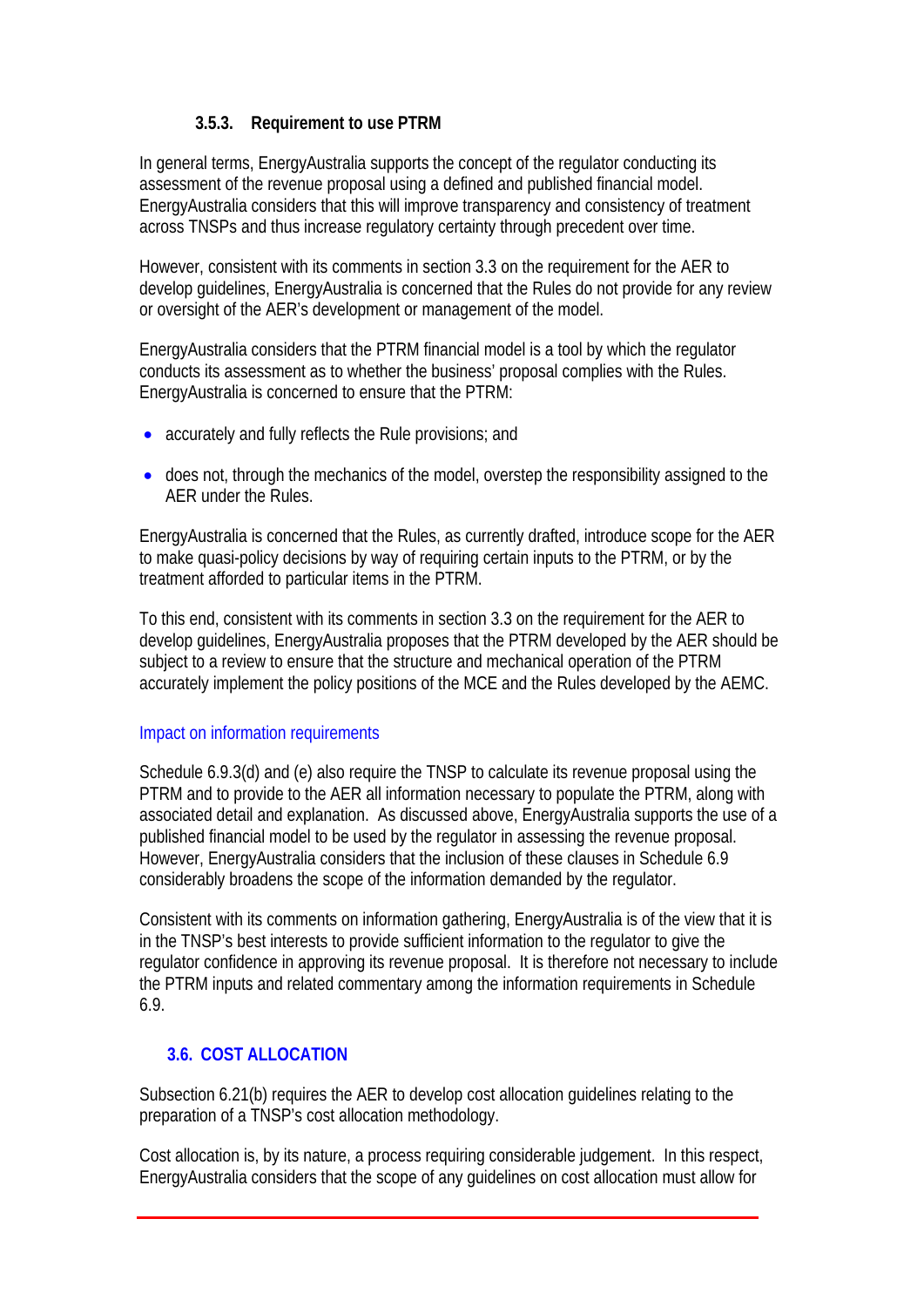#### 3.5.3. Requirement to use PTRM

In general terms, EnergyAustralia supports the concept of the regulator conducting its assessment of the revenue proposal using a defined and published financial model. EnergyAustralia considers that this will improve transparency and consistency of treatment across TNSPs and thus increase regulatory certainty through precedent over time.

However, consistent with its comments in section 3.3 on the requirement for the AER to develop guidelines, EnergyAustralia is concerned that the Rules do not provide for any review or oversight of the AER's development or management of the model.

EnergyAustralia considers that the PTRM financial model is a tool by which the regulator conducts its assessment as to whether the business' proposal complies with the Rules. EnergyAustralia is concerned to ensure that the PTRM:

- accurately and fully reflects the Rule provisions; and
- does not, through the mechanics of the model, overstep the responsibility assigned to the AER under the Rules.

EnergyAustralia is concerned that the Rules, as currently drafted, introduce scope for the AER to make quasi-policy decisions by way of requiring certain inputs to the PTRM, or by the treatment afforded to particular items in the PTRM.

To this end, consistent with its comments in section 3.3 on the requirement for the AER to develop guidelines, EnergyAustralia proposes that the PTRM developed by the AER should be subject to a review to ensure that the structure and mechanical operation of the PTRM accurately implement the policy positions of the MCE and the Rules developed by the AEMC.

Impact on information requirements

Schedule 6.9.3(d) and (e) also require the TNSP to calculate its revenue proposal using the PTRM and to provide to the AER all information necessary to populate the PTRM, along with associated detail and explanation. As discussed above, EnergyAustralia supports the use of a published financial model to be used by the regulator in assessing the revenue proposal. However, EnergyAustralia considers that the inclusion of these clauses in Schedule 6.9 considerably broadens the scope of the information demanded by the regulator.

Consistent with its comments on information gathering, EnergyAustralia is of the view that it is in the TNSP's best interests to provide sufficient information to the regulator to give the regulator confidence in approving its revenue proposal. It is therefore not necessary to include the PTRM inputs and related commentary among the information requirements in Schedule 6.9.

### 3.6. COST ALLOCATION

Subsection 6.21(b) requires the AER to develop cost allocation guidelines relating to the preparation of a TNSP's cost allocation methodology.

Cost allocation is, by its nature, a process requiring considerable judgement. In this respect, EnergyAustralia considers that the scope of any guidelines on cost allocation must allow for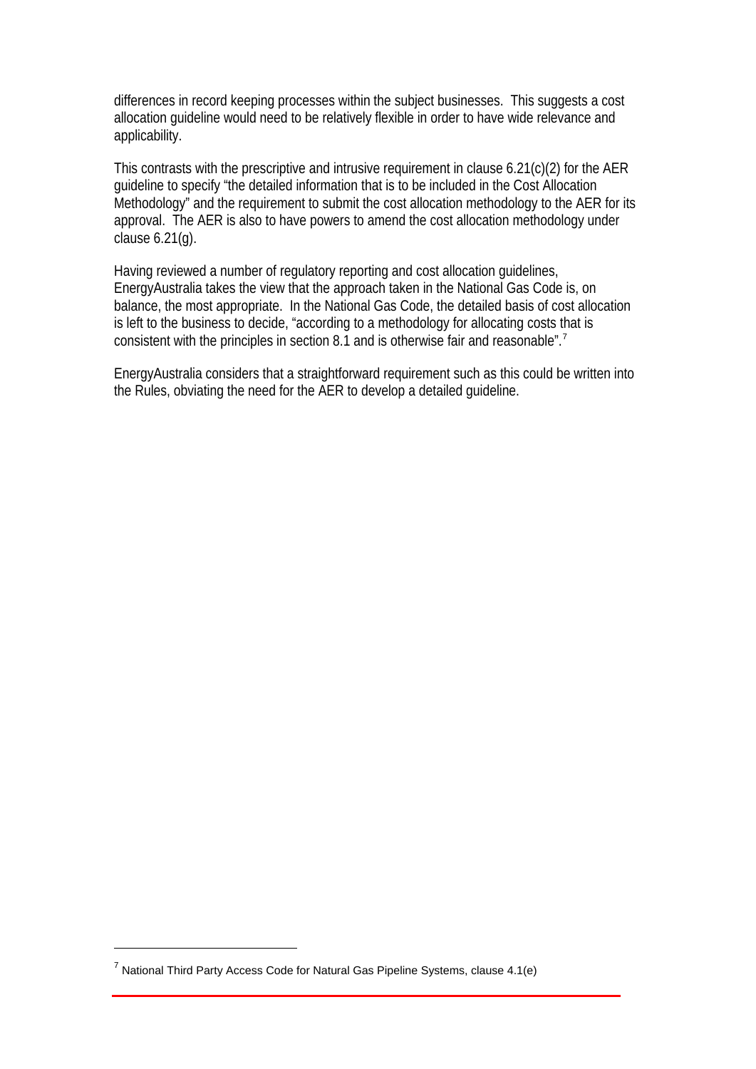differences in record keeping processes within the subject businesses. This suggests a cost allocation guideline would need to be relatively flexible in order to have wide relevance and applicability.

This contrasts with the prescriptive and intrusive requirement in clause 6.21(c)(2) for the AER guideline to specify "the detailed information that is to be included in the Cost Allocation Methodology" and the requirement to submit the cost allocation methodology to the AER for its approval. The AER is also to have powers to amend the cost allocation methodology under clause 6.21(g).

Having reviewed a number of regulatory reporting and cost allocation guidelines, EnergyAustralia takes the view that the approach taken in the National Gas Code is, on balance, the most appropriate. In the National Gas Code, the detailed basis of cost allocation is left to the business to decide, "according to a methodology for allocating costs that is consistent with the principles in section 8.1 and is otherwise fair and reasonable".[7]

EnergyAustralia considers that a straightforward requirement such as this could be written into the Rules, obviating the need for the AER to develop a detailed guideline.

---

[7] National Third Party Access Code for Natural Gas Pipeline Systems, clause 4.1(e)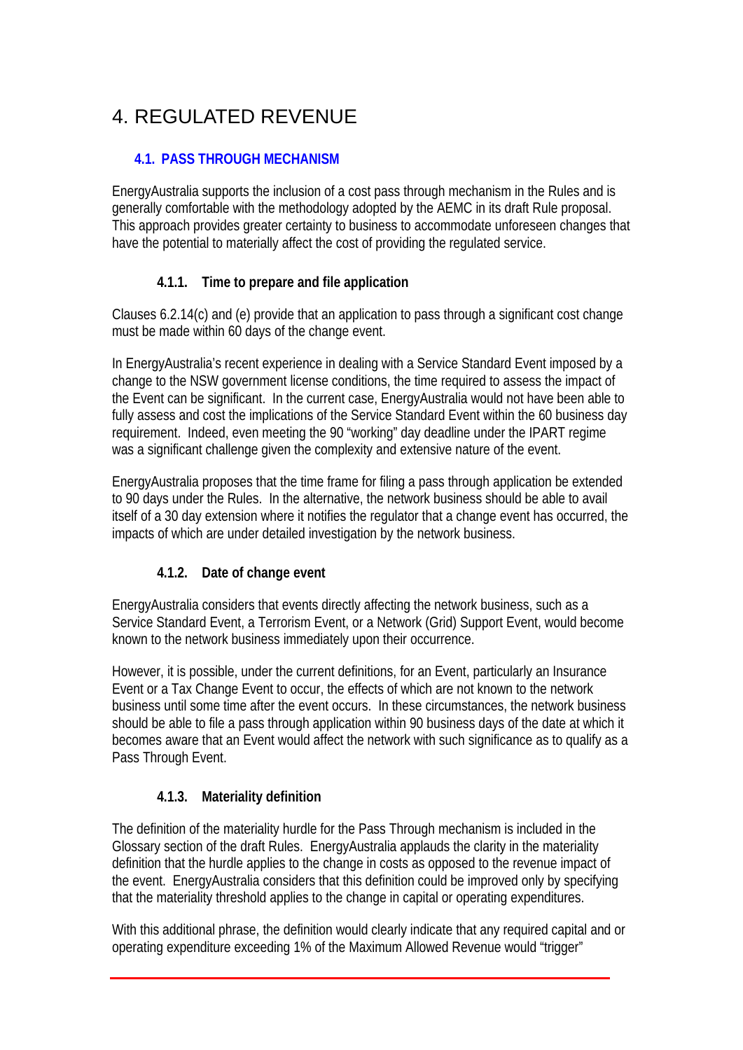# 4. REGULATED REVENUE

## 4.1. PASS THROUGH MECHANISM

EnergyAustralia supports the inclusion of a cost pass through mechanism in the Rules and is generally comfortable with the methodology adopted by the AEMC in its draft Rule proposal. This approach provides greater certainty to business to accommodate unforeseen changes that have the potential to materially affect the cost of providing the regulated service.

### 4.1.1. Time to prepare and file application

Clauses 6.2.14(c) and (e) provide that an application to pass through a significant cost change must be made within 60 days of the change event.

In EnergyAustralia's recent experience in dealing with a Service Standard Event imposed by a change to the NSW government license conditions, the time required to assess the impact of the Event can be significant. In the current case, EnergyAustralia would not have been able to fully assess and cost the implications of the Service Standard Event within the 60 business day requirement. Indeed, even meeting the 90 "working" day deadline under the IPART regime was a significant challenge given the complexity and extensive nature of the event.

EnergyAustralia proposes that the time frame for filing a pass through application be extended to 90 days under the Rules. In the alternative, the network business should be able to avail itself of a 30 day extension where it notifies the regulator that a change event has occurred, the impacts of which are under detailed investigation by the network business.

### 4.1.2. Date of change event

EnergyAustralia considers that events directly affecting the network business, such as a Service Standard Event, a Terrorism Event, or a Network (Grid) Support Event, would become known to the network business immediately upon their occurrence.

However, it is possible, under the current definitions, for an Event, particularly an Insurance Event or a Tax Change Event to occur, the effects of which are not known to the network business until some time after the event occurs. In these circumstances, the network business should be able to file a pass through application within 90 business days of the date at which it becomes aware that an Event would affect the network with such significance as to qualify as a Pass Through Event.

### 4.1.3. Materiality definition

The definition of the materiality hurdle for the Pass Through mechanism is included in the Glossary section of the draft Rules. EnergyAustralia applauds the clarity in the materiality definition that the hurdle applies to the change in costs as opposed to the revenue impact of the event. EnergyAustralia considers that this definition could be improved only by specifying that the materiality threshold applies to the change in capital or operating expenditures.

With this additional phrase, the definition would clearly indicate that any required capital and or operating expenditure exceeding 1% of the Maximum Allowed Revenue would "trigger"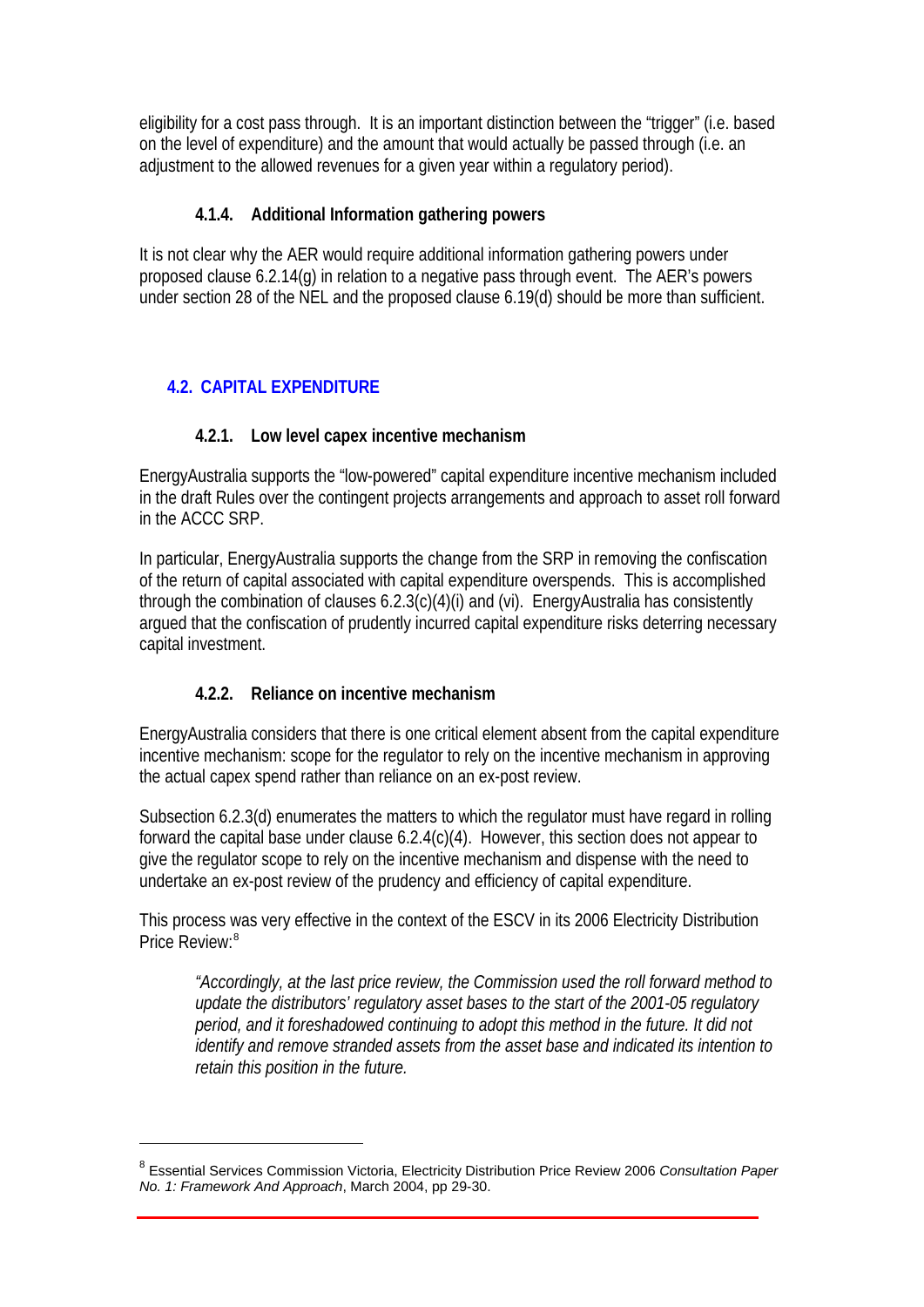eligibility for a cost pass through. It is an important distinction between the "trigger" (i.e. based on the level of expenditure) and the amount that would actually be passed through (i.e. an adjustment to the allowed revenues for a given year within a regulatory period).

#### 4.1.4. Additional Information gathering powers

It is not clear why the AER would require additional information gathering powers under proposed clause 6.2.14(g) in relation to a negative pass through event. The AER's powers under section 28 of the NEL and the proposed clause 6.19(d) should be more than sufficient.

### 4.2. CAPITAL EXPENDITURE

#### 4.2.1. Low level capex incentive mechanism

EnergyAustralia supports the "low-powered" capital expenditure incentive mechanism included in the draft Rules over the contingent projects arrangements and approach to asset roll forward in the ACCC SRP.

In particular, EnergyAustralia supports the change from the SRP in removing the confiscation of the return of capital associated with capital expenditure overspends. This is accomplished through the combination of clauses 6.2.3(c)(4)(i) and (vi). EnergyAustralia has consistently argued that the confiscation of prudently incurred capital expenditure risks deterring necessary capital investment.

#### 4.2.2. Reliance on incentive mechanism

EnergyAustralia considers that there is one critical element absent from the capital expenditure incentive mechanism: scope for the regulator to rely on the incentive mechanism in approving the actual capex spend rather than reliance on an ex-post review.

Subsection 6.2.3(d) enumerates the matters to which the regulator must have regard in rolling forward the capital base under clause 6.2.4(c)(4). However, this section does not appear to give the regulator scope to rely on the incentive mechanism and dispense with the need to undertake an ex-post review of the prudency and efficiency of capital expenditure.

This process was very effective in the context of the ESCV in its 2006 Electricity Distribution Price Review:[8]

> *"Accordingly, at the last price review, the Commission used the roll forward method to update the distributors' regulatory asset bases to the start of the 2001-05 regulatory period, and it foreshadowed continuing to adopt this method in the future. It did not identify and remove stranded assets from the asset base and indicated its intention to retain this position in the future.*

---

[8] Essential Services Commission Victoria, Electricity Distribution Price Review 2006 *Consultation Paper No. 1: Framework And Approach*, March 2004, pp 29-30.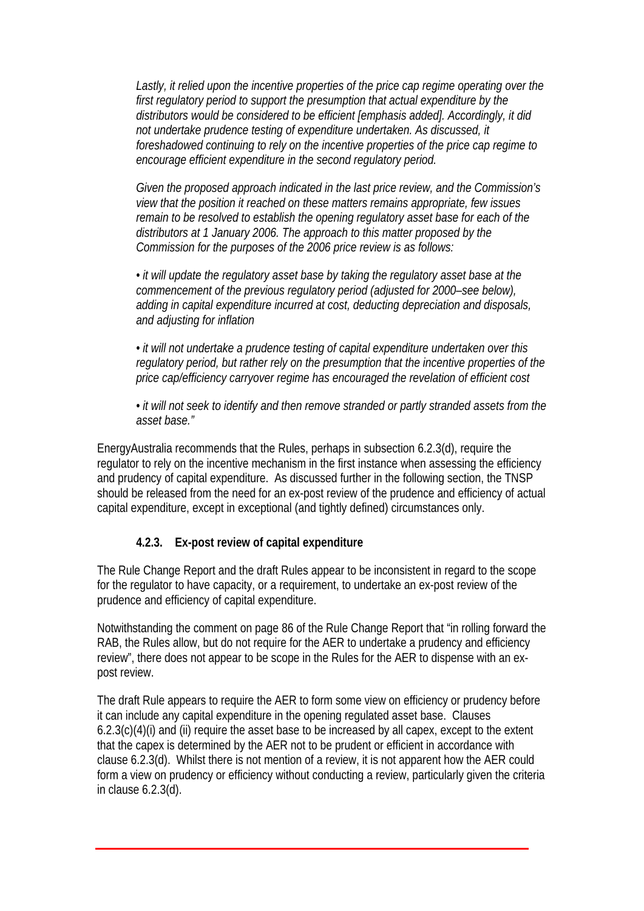*Lastly, it relied upon the incentive properties of the price cap regime operating over the first regulatory period to support the presumption that actual expenditure by the distributors would be considered to be efficient [emphasis added]. Accordingly, it did not undertake prudence testing of expenditure undertaken. As discussed, it foreshadowed continuing to rely on the incentive properties of the price cap regime to encourage efficient expenditure in the second regulatory period.*

*Given the proposed approach indicated in the last price review, and the Commission's view that the position it reached on these matters remains appropriate, few issues remain to be resolved to establish the opening regulatory asset base for each of the distributors at 1 January 2006. The approach to this matter proposed by the Commission for the purposes of the 2006 price review is as follows:*

- *it will update the regulatory asset base by taking the regulatory asset base at the commencement of the previous regulatory period (adjusted for 2000–see below), adding in capital expenditure incurred at cost, deducting depreciation and disposals, and adjusting for inflation*
- *it will not undertake a prudence testing of capital expenditure undertaken over this regulatory period, but rather rely on the presumption that the incentive properties of the price cap/efficiency carryover regime has encouraged the revelation of efficient cost*
- *it will not seek to identify and then remove stranded or partly stranded assets from the asset base."*

EnergyAustralia recommends that the Rules, perhaps in subsection 6.2.3(d), require the regulator to rely on the incentive mechanism in the first instance when assessing the efficiency and prudency of capital expenditure. As discussed further in the following section, the TNSP should be released from the need for an ex-post review of the prudence and efficiency of actual capital expenditure, except in exceptional (and tightly defined) circumstances only.

#### 4.2.3. Ex-post review of capital expenditure

The Rule Change Report and the draft Rules appear to be inconsistent in regard to the scope for the regulator to have capacity, or a requirement, to undertake an ex-post review of the prudence and efficiency of capital expenditure.

Notwithstanding the comment on page 86 of the Rule Change Report that "in rolling forward the RAB, the Rules allow, but do not require for the AER to undertake a prudency and efficiency review", there does not appear to be scope in the Rules for the AER to dispense with an ex-post review.

The draft Rule appears to require the AER to form some view on efficiency or prudency before it can include any capital expenditure in the opening regulated asset base. Clauses 6.2.3(c)(4)(i) and (ii) require the asset base to be increased by all capex, except to the extent that the capex is determined by the AER not to be prudent or efficient in accordance with clause 6.2.3(d). Whilst there is not mention of a review, it is not apparent how the AER could form a view on prudency or efficiency without conducting a review, particularly given the criteria in clause 6.2.3(d).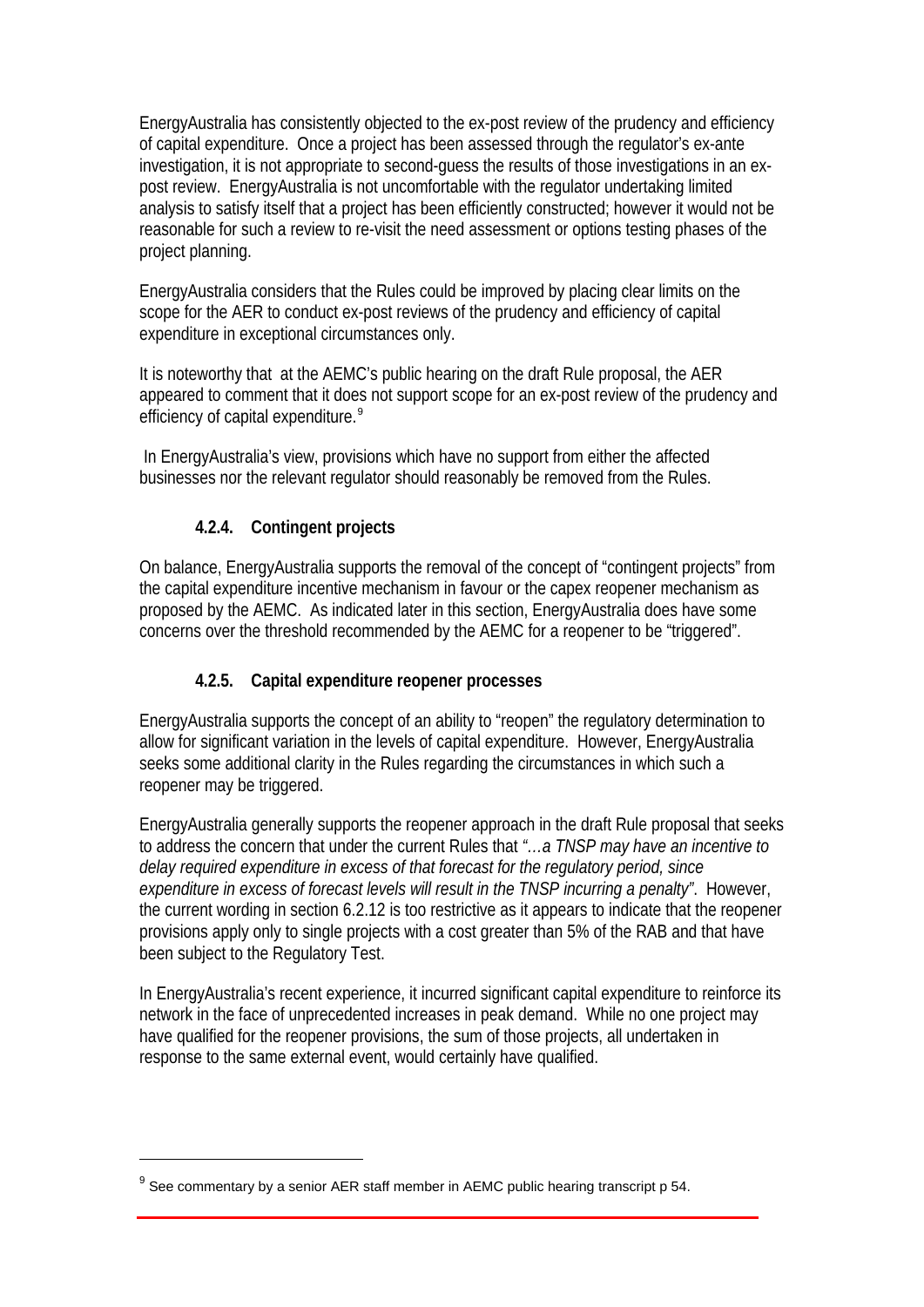EnergyAustralia has consistently objected to the ex-post review of the prudency and efficiency of capital expenditure. Once a project has been assessed through the regulator's ex-ante investigation, it is not appropriate to second-guess the results of those investigations in an ex-post review. EnergyAustralia is not uncomfortable with the regulator undertaking limited analysis to satisfy itself that a project has been efficiently constructed; however it would not be reasonable for such a review to re-visit the need assessment or options testing phases of the project planning.

EnergyAustralia considers that the Rules could be improved by placing clear limits on the scope for the AER to conduct ex-post reviews of the prudency and efficiency of capital expenditure in exceptional circumstances only.

It is noteworthy that at the AEMC's public hearing on the draft Rule proposal, the AER appeared to comment that it does not support scope for an ex-post review of the prudency and efficiency of capital expenditure.[9]

In EnergyAustralia's view, provisions which have no support from either the affected businesses nor the relevant regulator should reasonably be removed from the Rules.

### 4.2.4. Contingent projects

On balance, EnergyAustralia supports the removal of the concept of "contingent projects" from the capital expenditure incentive mechanism in favour or the capex reopener mechanism as proposed by the AEMC. As indicated later in this section, EnergyAustralia does have some concerns over the threshold recommended by the AEMC for a reopener to be "triggered".

### 4.2.5. Capital expenditure reopener processes

EnergyAustralia supports the concept of an ability to "reopen" the regulatory determination to allow for significant variation in the levels of capital expenditure. However, EnergyAustralia seeks some additional clarity in the Rules regarding the circumstances in which such a reopener may be triggered.

EnergyAustralia generally supports the reopener approach in the draft Rule proposal that seeks to address the concern that under the current Rules that *"…a TNSP may have an incentive to delay required expenditure in excess of that forecast for the regulatory period, since expenditure in excess of forecast levels will result in the TNSP incurring a penalty"*. However, the current wording in section 6.2.12 is too restrictive as it appears to indicate that the reopener provisions apply only to single projects with a cost greater than 5% of the RAB and that have been subject to the Regulatory Test.

In EnergyAustralia's recent experience, it incurred significant capital expenditure to reinforce its network in the face of unprecedented increases in peak demand. While no one project may have qualified for the reopener provisions, the sum of those projects, all undertaken in response to the same external event, would certainly have qualified.

---

[9] See commentary by a senior AER staff member in AEMC public hearing transcript p 54.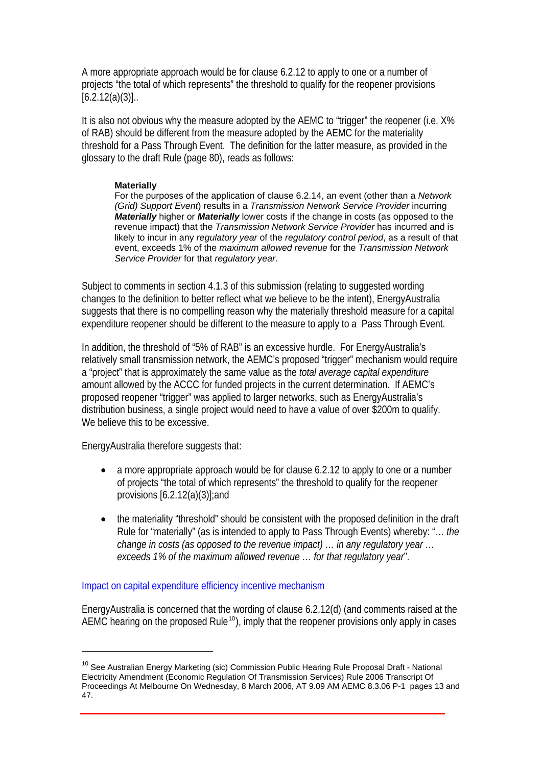A more appropriate approach would be for clause 6.2.12 to apply to one or a number of projects "the total of which represents" the threshold to qualify for the reopener provisions [6.2.12(a)(3)]..

It is also not obvious why the measure adopted by the AEMC to "trigger" the reopener (i.e. X% of RAB) should be different from the measure adopted by the AEMC for the materiality threshold for a Pass Through Event. The definition for the latter measure, as provided in the glossary to the draft Rule (page 80), reads as follows:

> **Materially**
> For the purposes of the application of clause 6.2.14, an event (other than a *Network (Grid) Support Event*) results in a *Transmission Network Service Provider* incurring ***Materially*** higher or ***Materially*** lower costs if the change in costs (as opposed to the revenue impact) that the *Transmission Network Service Provider* has incurred and is likely to incur in any *regulatory year* of the *regulatory control period*, as a result of that event, exceeds 1% of the *maximum allowed revenue* for the *Transmission Network Service Provider* for that *regulatory year*.

Subject to comments in section 4.1.3 of this submission (relating to suggested wording changes to the definition to better reflect what we believe to be the intent), EnergyAustralia suggests that there is no compelling reason why the materially threshold measure for a capital expenditure reopener should be different to the measure to apply to a Pass Through Event.

In addition, the threshold of "5% of RAB" is an excessive hurdle. For EnergyAustralia's relatively small transmission network, the AEMC's proposed "trigger" mechanism would require a "project" that is approximately the same value as the *total average capital expenditure* amount allowed by the ACCC for funded projects in the current determination. If AEMC's proposed reopener "trigger" was applied to larger networks, such as EnergyAustralia's distribution business, a single project would need to have a value of over \$200m to qualify. We believe this to be excessive.

EnergyAustralia therefore suggests that:

- a more appropriate approach would be for clause 6.2.12 to apply to one or a number of projects "the total of which represents" the threshold to qualify for the reopener provisions [6.2.12(a)(3)];and
- the materiality "threshold" should be consistent with the proposed definition in the draft Rule for "materially" (as is intended to apply to Pass Through Events) whereby: "*… the change in costs (as opposed to the revenue impact) … in any regulatory year … exceeds 1% of the maximum allowed revenue … for that regulatory year*".

### Impact on capital expenditure efficiency incentive mechanism

EnergyAustralia is concerned that the wording of clause 6.2.12(d) (and comments raised at the AEMC hearing on the proposed Rule[10]), imply that the reopener provisions only apply in cases

[10] See Australian Energy Marketing (sic) Commission Public Hearing Rule Proposal Draft - National Electricity Amendment (Economic Regulation Of Transmission Services) Rule 2006 Transcript Of Proceedings At Melbourne On Wednesday, 8 March 2006, AT 9.09 AM AEMC 8.3.06 P-1 pages 13 and 47.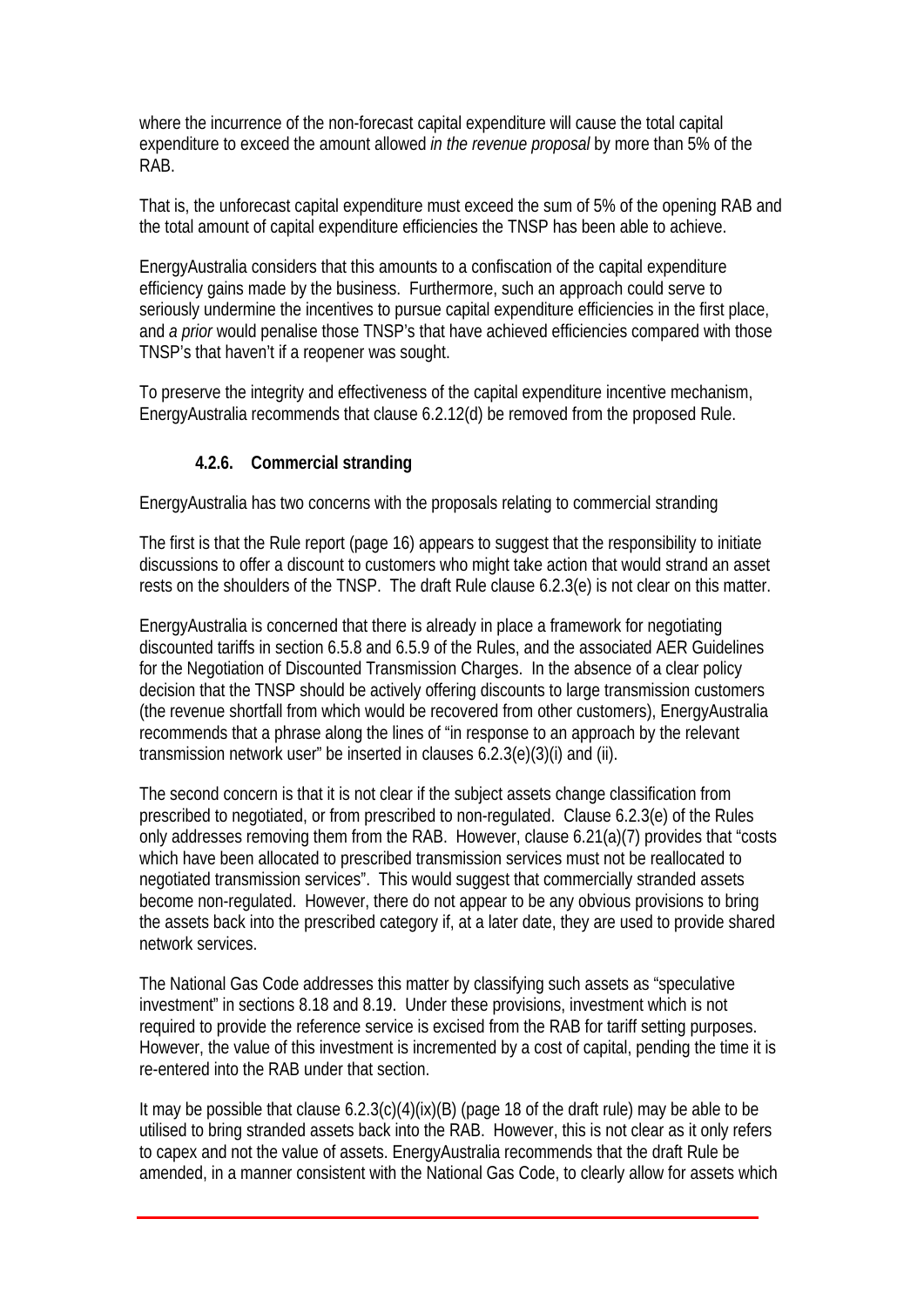where the incurrence of the non-forecast capital expenditure will cause the total capital expenditure to exceed the amount allowed *in the revenue proposal* by more than 5% of the RAB.

That is, the unforecast capital expenditure must exceed the sum of 5% of the opening RAB and the total amount of capital expenditure efficiencies the TNSP has been able to achieve.

EnergyAustralia considers that this amounts to a confiscation of the capital expenditure efficiency gains made by the business. Furthermore, such an approach could serve to seriously undermine the incentives to pursue capital expenditure efficiencies in the first place, and *a prior* would penalise those TNSP's that have achieved efficiencies compared with those TNSP's that haven't if a reopener was sought.

To preserve the integrity and effectiveness of the capital expenditure incentive mechanism, EnergyAustralia recommends that clause 6.2.12(d) be removed from the proposed Rule.

#### 4.2.6. Commercial stranding

EnergyAustralia has two concerns with the proposals relating to commercial stranding

The first is that the Rule report (page 16) appears to suggest that the responsibility to initiate discussions to offer a discount to customers who might take action that would strand an asset rests on the shoulders of the TNSP. The draft Rule clause 6.2.3(e) is not clear on this matter.

EnergyAustralia is concerned that there is already in place a framework for negotiating discounted tariffs in section 6.5.8 and 6.5.9 of the Rules, and the associated AER Guidelines for the Negotiation of Discounted Transmission Charges. In the absence of a clear policy decision that the TNSP should be actively offering discounts to large transmission customers (the revenue shortfall from which would be recovered from other customers), EnergyAustralia recommends that a phrase along the lines of "in response to an approach by the relevant transmission network user" be inserted in clauses 6.2.3(e)(3)(i) and (ii).

The second concern is that it is not clear if the subject assets change classification from prescribed to negotiated, or from prescribed to non-regulated. Clause 6.2.3(e) of the Rules only addresses removing them from the RAB. However, clause 6.21(a)(7) provides that "costs which have been allocated to prescribed transmission services must not be reallocated to negotiated transmission services". This would suggest that commercially stranded assets become non-regulated. However, there do not appear to be any obvious provisions to bring the assets back into the prescribed category if, at a later date, they are used to provide shared network services.

The National Gas Code addresses this matter by classifying such assets as "speculative investment" in sections 8.18 and 8.19. Under these provisions, investment which is not required to provide the reference service is excised from the RAB for tariff setting purposes. However, the value of this investment is incremented by a cost of capital, pending the time it is re-entered into the RAB under that section.

It may be possible that clause 6.2.3(c)(4)(ix)(B) (page 18 of the draft rule) may be able to be utilised to bring stranded assets back into the RAB. However, this is not clear as it only refers to capex and not the value of assets. EnergyAustralia recommends that the draft Rule be amended, in a manner consistent with the National Gas Code, to clearly allow for assets which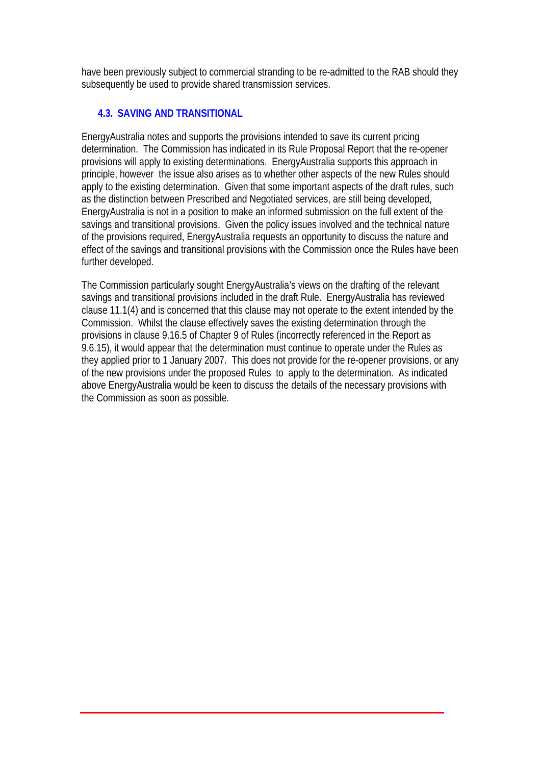have been previously subject to commercial stranding to be re-admitted to the RAB should they subsequently be used to provide shared transmission services.

### 4.3. SAVING AND TRANSITIONAL

EnergyAustralia notes and supports the provisions intended to save its current pricing determination. The Commission has indicated in its Rule Proposal Report that the re-opener provisions will apply to existing determinations. EnergyAustralia supports this approach in principle, however the issue also arises as to whether other aspects of the new Rules should apply to the existing determination. Given that some important aspects of the draft rules, such as the distinction between Prescribed and Negotiated services, are still being developed, EnergyAustralia is not in a position to make an informed submission on the full extent of the savings and transitional provisions. Given the policy issues involved and the technical nature of the provisions required, EnergyAustralia requests an opportunity to discuss the nature and effect of the savings and transitional provisions with the Commission once the Rules have been further developed.

The Commission particularly sought EnergyAustralia's views on the drafting of the relevant savings and transitional provisions included in the draft Rule. EnergyAustralia has reviewed clause 11.1(4) and is concerned that this clause may not operate to the extent intended by the Commission. Whilst the clause effectively saves the existing determination through the provisions in clause 9.16.5 of Chapter 9 of Rules (incorrectly referenced in the Report as 9.6.15), it would appear that the determination must continue to operate under the Rules as they applied prior to 1 January 2007. This does not provide for the re-opener provisions, or any of the new provisions under the proposed Rules to apply to the determination. As indicated above EnergyAustralia would be keen to discuss the details of the necessary provisions with the Commission as soon as possible.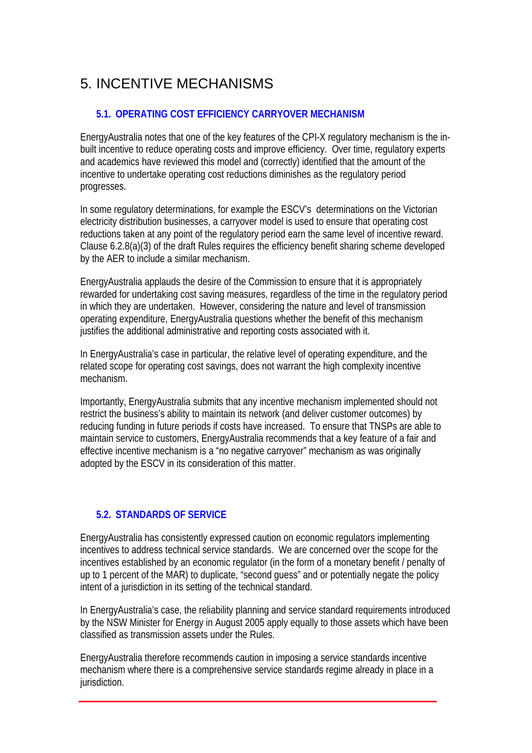# 5. INCENTIVE MECHANISMS

## 5.1. OPERATING COST EFFICIENCY CARRYOVER MECHANISM

EnergyAustralia notes that one of the key features of the CPI-X regulatory mechanism is the in-built incentive to reduce operating costs and improve efficiency. Over time, regulatory experts and academics have reviewed this model and (correctly) identified that the amount of the incentive to undertake operating cost reductions diminishes as the regulatory period progresses.

In some regulatory determinations, for example the ESCV's determinations on the Victorian electricity distribution businesses, a carryover model is used to ensure that operating cost reductions taken at any point of the regulatory period earn the same level of incentive reward. Clause 6.2.8(a)(3) of the draft Rules requires the efficiency benefit sharing scheme developed by the AER to include a similar mechanism.

EnergyAustralia applauds the desire of the Commission to ensure that it is appropriately rewarded for undertaking cost saving measures, regardless of the time in the regulatory period in which they are undertaken. However, considering the nature and level of transmission operating expenditure, EnergyAustralia questions whether the benefit of this mechanism justifies the additional administrative and reporting costs associated with it.

In EnergyAustralia's case in particular, the relative level of operating expenditure, and the related scope for operating cost savings, does not warrant the high complexity incentive mechanism.

Importantly, EnergyAustralia submits that any incentive mechanism implemented should not restrict the business's ability to maintain its network (and deliver customer outcomes) by reducing funding in future periods if costs have increased. To ensure that TNSPs are able to maintain service to customers, EnergyAustralia recommends that a key feature of a fair and effective incentive mechanism is a "no negative carryover" mechanism as was originally adopted by the ESCV in its consideration of this matter.

## 5.2. STANDARDS OF SERVICE

EnergyAustralia has consistently expressed caution on economic regulators implementing incentives to address technical service standards. We are concerned over the scope for the incentives established by an economic regulator (in the form of a monetary benefit / penalty of up to 1 percent of the MAR) to duplicate, "second guess" and or potentially negate the policy intent of a jurisdiction in its setting of the technical standard.

In EnergyAustralia's case, the reliability planning and service standard requirements introduced by the NSW Minister for Energy in August 2005 apply equally to those assets which have been classified as transmission assets under the Rules.

EnergyAustralia therefore recommends caution in imposing a service standards incentive mechanism where there is a comprehensive service standards regime already in place in a jurisdiction.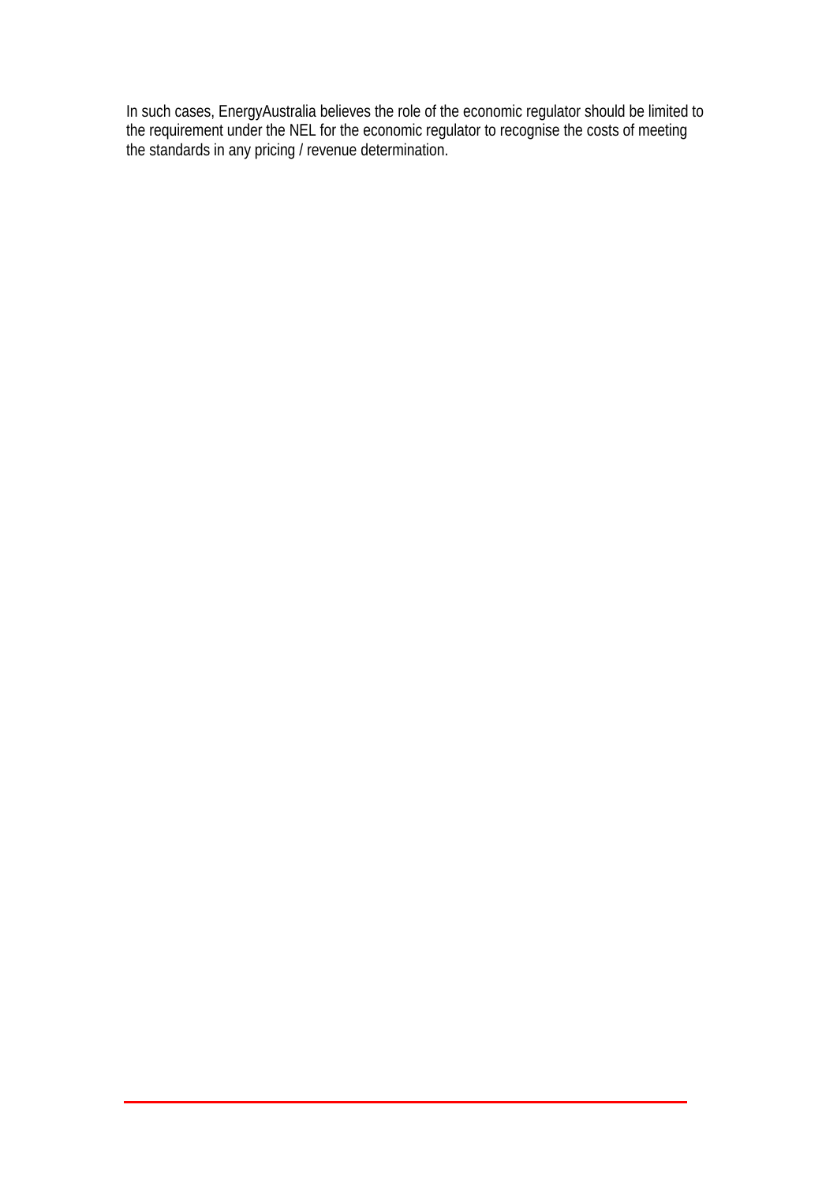In such cases, EnergyAustralia believes the role of the economic regulator should be limited to the requirement under the NEL for the economic regulator to recognise the costs of meeting the standards in any pricing / revenue determination.